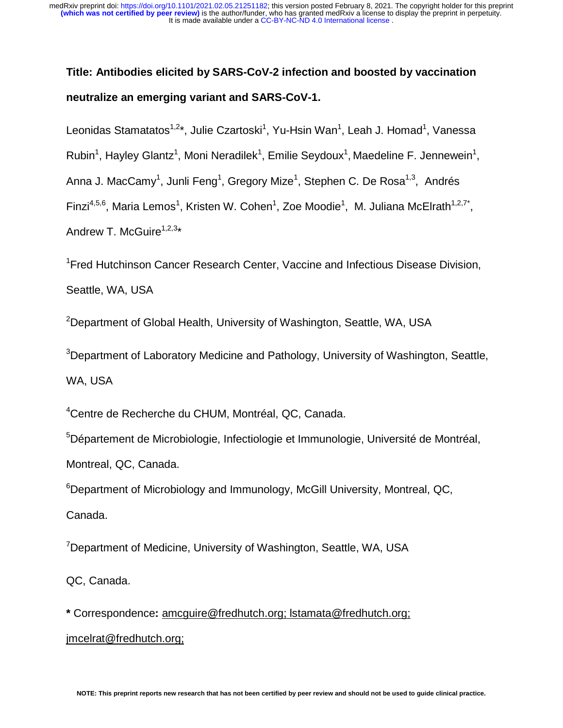**Title: Antibodies elicited by SARS-CoV-2 infection and boosted by vaccination neutralize an emerging variant and SARS-CoV-1.**

Leonidas Stamatatos[1,2]*, Julie Czartoski[1], Yu-Hsin Wan[1], Leah J. Homad[1], Vanessa Rubin[1], Hayley Glantz[1], Moni Neradilek[1], Emilie Seydoux[1], Maedeline F. Jennewein[1], Anna J. MacCamy[1], Junli Feng[1], Gregory Mize[1], Stephen C. De Rosa[1,3], Andrés Finzi[4,5,6], Maria Lemos[1], Kristen W. Cohen[1], Zoe Moodie[1], M. Juliana McElrath[1,2,7*], Andrew T. McGuire[1,2,3]*

[1]Fred Hutchinson Cancer Research Center, Vaccine and Infectious Disease Division, Seattle, WA, USA

[2]Department of Global Health, University of Washington, Seattle, WA, USA

[3]Department of Laboratory Medicine and Pathology, University of Washington, Seattle, WA, USA

[4]Centre de Recherche du CHUM, Montréal, QC, Canada.

[5]Département de Microbiologie, Infectiologie et Immunologie, Université de Montréal, Montreal, QC, Canada.

[6]Department of Microbiology and Immunology, McGill University, Montreal, QC, Canada.

[7]Department of Medicine, University of Washington, Seattle, WA, USA

QC, Canada.

**\*** Correspondence**:** amcguire@fredhutch.org; lstamata@fredhutch.org; jmcelrat@fredhutch.org;

NOTE: This preprint reports new research that has not been certified by peer review and should not be used to guide clinical practice.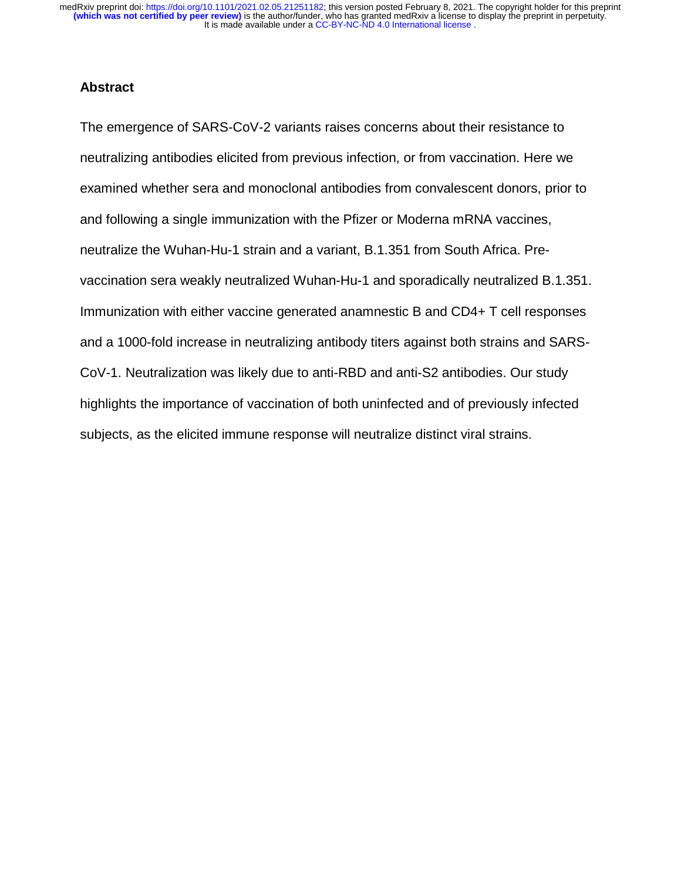## Abstract

The emergence of SARS-CoV-2 variants raises concerns about their resistance to neutralizing antibodies elicited from previous infection, or from vaccination. Here we examined whether sera and monoclonal antibodies from convalescent donors, prior to and following a single immunization with the Pfizer or Moderna mRNA vaccines, neutralize the Wuhan-Hu-1 strain and a variant, B.1.351 from South Africa. Pre-vaccination sera weakly neutralized Wuhan-Hu-1 and sporadically neutralized B.1.351. Immunization with either vaccine generated anamnestic B and CD4+ T cell responses and a 1000-fold increase in neutralizing antibody titers against both strains and SARS-CoV-1. Neutralization was likely due to anti-RBD and anti-S2 antibodies. Our study highlights the importance of vaccination of both uninfected and of previously infected subjects, as the elicited immune response will neutralize distinct viral strains.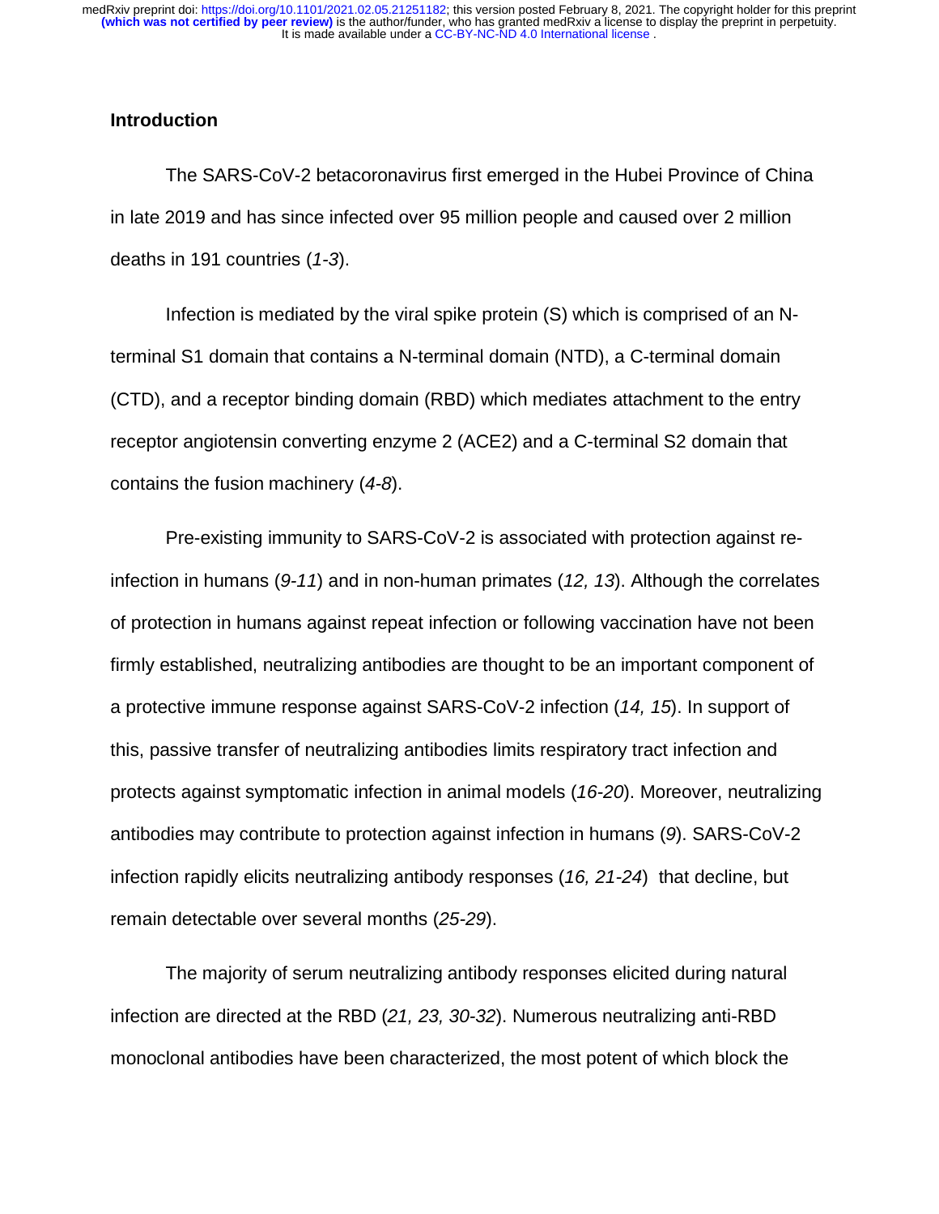## Introduction

The SARS-CoV-2 betacoronavirus first emerged in the Hubei Province of China in late 2019 and has since infected over 95 million people and caused over 2 million deaths in 191 countries (*1-3*).

Infection is mediated by the viral spike protein (S) which is comprised of an N-terminal S1 domain that contains a N-terminal domain (NTD), a C-terminal domain (CTD), and a receptor binding domain (RBD) which mediates attachment to the entry receptor angiotensin converting enzyme 2 (ACE2) and a C-terminal S2 domain that contains the fusion machinery (*4-8*).

Pre-existing immunity to SARS-CoV-2 is associated with protection against re-infection in humans (*9-11*) and in non-human primates (*12, 13*). Although the correlates of protection in humans against repeat infection or following vaccination have not been firmly established, neutralizing antibodies are thought to be an important component of a protective immune response against SARS-CoV-2 infection (*14, 15*). In support of this, passive transfer of neutralizing antibodies limits respiratory tract infection and protects against symptomatic infection in animal models (*16-20*). Moreover, neutralizing antibodies may contribute to protection against infection in humans (*9*). SARS-CoV-2 infection rapidly elicits neutralizing antibody responses (*16, 21-24*) that decline, but remain detectable over several months (*25-29*).

The majority of serum neutralizing antibody responses elicited during natural infection are directed at the RBD (*21, 23, 30-32*). Numerous neutralizing anti-RBD monoclonal antibodies have been characterized, the most potent of which block the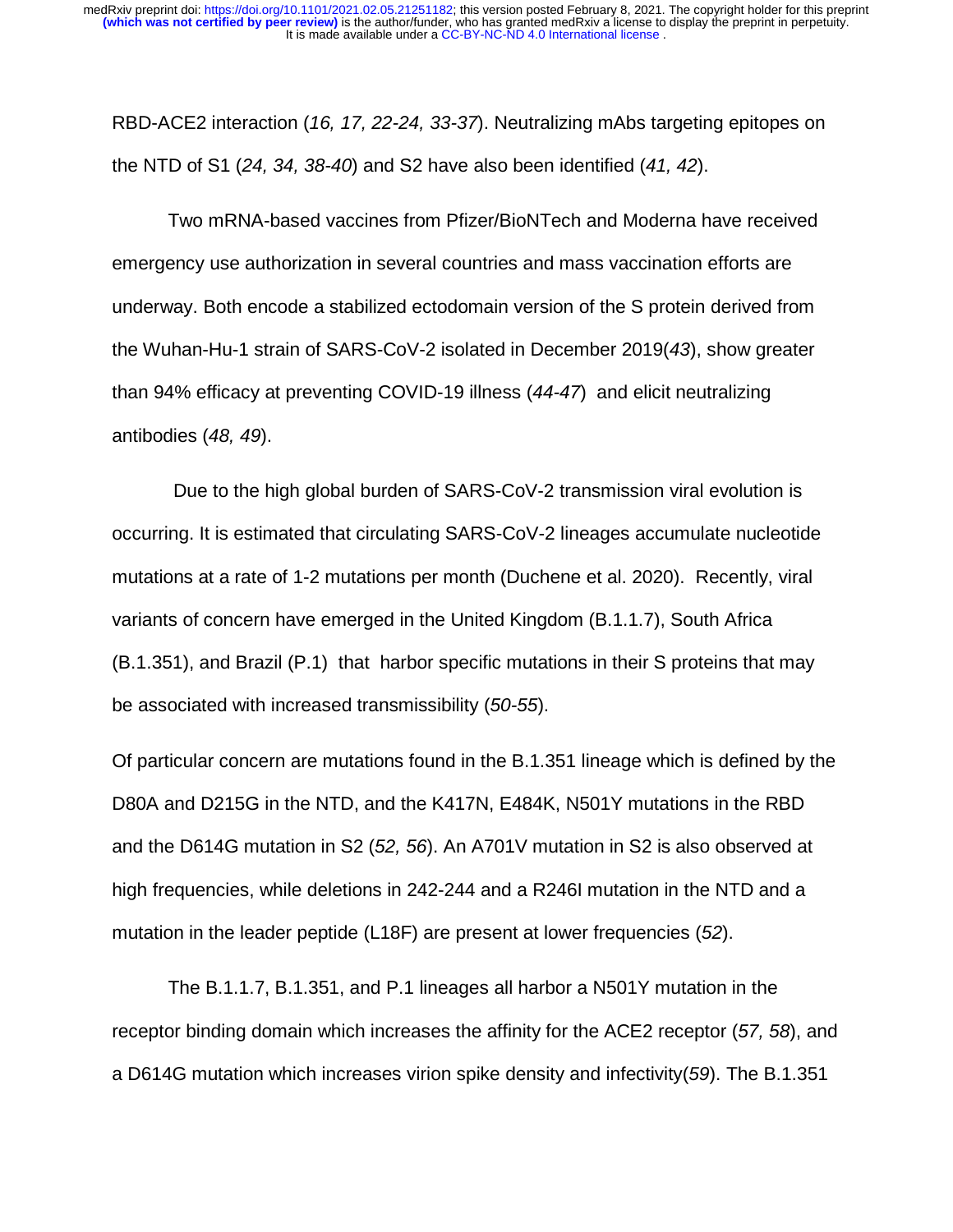RBD-ACE2 interaction (*16, 17, 22-24, 33-37*). Neutralizing mAbs targeting epitopes on the NTD of S1 (*24, 34, 38-40*) and S2 have also been identified (*41, 42*).

Two mRNA-based vaccines from Pfizer/BioNTech and Moderna have received emergency use authorization in several countries and mass vaccination efforts are underway. Both encode a stabilized ectodomain version of the S protein derived from the Wuhan-Hu-1 strain of SARS-CoV-2 isolated in December 2019(*43*), show greater than 94% efficacy at preventing COVID-19 illness (*44-47*) and elicit neutralizing antibodies (*48, 49*).

Due to the high global burden of SARS-CoV-2 transmission viral evolution is occurring. It is estimated that circulating SARS-CoV-2 lineages accumulate nucleotide mutations at a rate of 1-2 mutations per month (Duchene et al. 2020). Recently, viral variants of concern have emerged in the United Kingdom (B.1.1.7), South Africa (B.1.351), and Brazil (P.1) that harbor specific mutations in their S proteins that may be associated with increased transmissibility (*50-55*).

Of particular concern are mutations found in the B.1.351 lineage which is defined by the D80A and D215G in the NTD, and the K417N, E484K, N501Y mutations in the RBD and the D614G mutation in S2 (*52, 56*). An A701V mutation in S2 is also observed at high frequencies, while deletions in 242-244 and a R246I mutation in the NTD and a mutation in the leader peptide (L18F) are present at lower frequencies (*52*).

The B.1.1.7, B.1.351, and P.1 lineages all harbor a N501Y mutation in the receptor binding domain which increases the affinity for the ACE2 receptor (*57, 58*), and a D614G mutation which increases virion spike density and infectivity(*59*). The B.1.351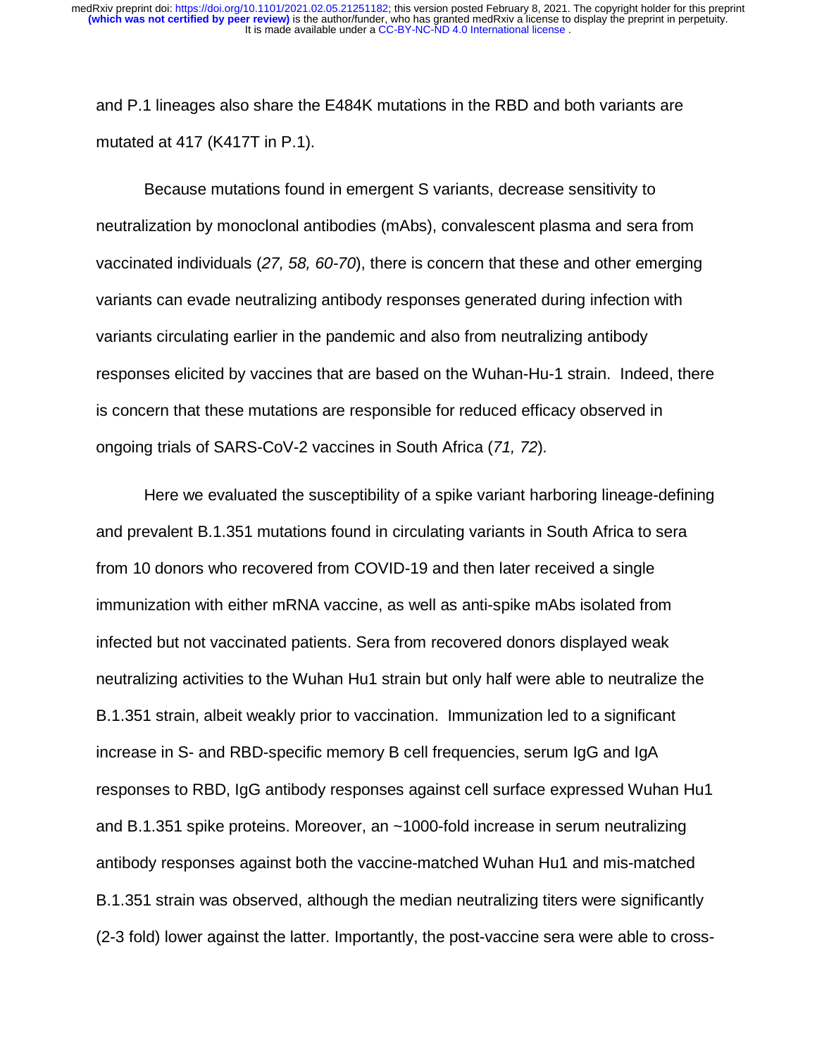and P.1 lineages also share the E484K mutations in the RBD and both variants are mutated at 417 (K417T in P.1).

Because mutations found in emergent S variants, decrease sensitivity to neutralization by monoclonal antibodies (mAbs), convalescent plasma and sera from vaccinated individuals (*27, 58, 60-70*), there is concern that these and other emerging variants can evade neutralizing antibody responses generated during infection with variants circulating earlier in the pandemic and also from neutralizing antibody responses elicited by vaccines that are based on the Wuhan-Hu-1 strain. Indeed, there is concern that these mutations are responsible for reduced efficacy observed in ongoing trials of SARS-CoV-2 vaccines in South Africa (*71, 72*).

Here we evaluated the susceptibility of a spike variant harboring lineage-defining and prevalent B.1.351 mutations found in circulating variants in South Africa to sera from 10 donors who recovered from COVID-19 and then later received a single immunization with either mRNA vaccine, as well as anti-spike mAbs isolated from infected but not vaccinated patients. Sera from recovered donors displayed weak neutralizing activities to the Wuhan Hu1 strain but only half were able to neutralize the B.1.351 strain, albeit weakly prior to vaccination. Immunization led to a significant increase in S- and RBD-specific memory B cell frequencies, serum IgG and IgA responses to RBD, IgG antibody responses against cell surface expressed Wuhan Hu1 and B.1.351 spike proteins. Moreover, an ~1000-fold increase in serum neutralizing antibody responses against both the vaccine-matched Wuhan Hu1 and mis-matched B.1.351 strain was observed, although the median neutralizing titers were significantly (2-3 fold) lower against the latter. Importantly, the post-vaccine sera were able to cross-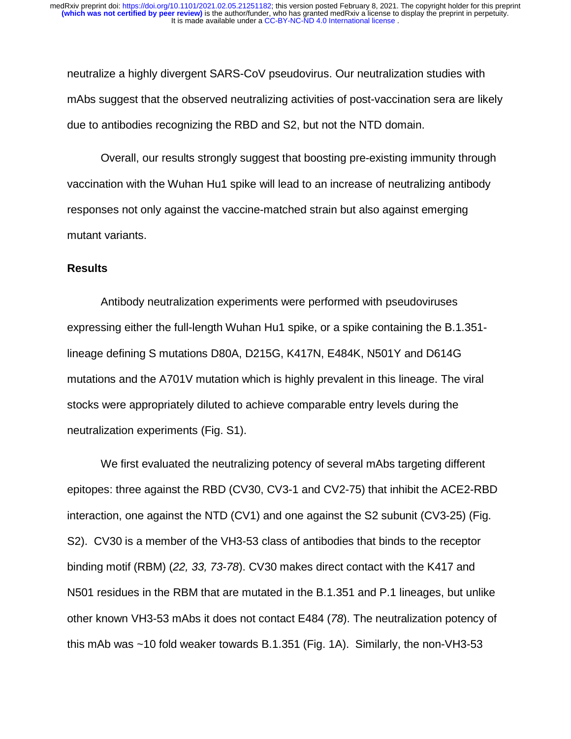neutralize a highly divergent SARS-CoV pseudovirus. Our neutralization studies with mAbs suggest that the observed neutralizing activities of post-vaccination sera are likely due to antibodies recognizing the RBD and S2, but not the NTD domain.

Overall, our results strongly suggest that boosting pre-existing immunity through vaccination with the Wuhan Hu1 spike will lead to an increase of neutralizing antibody responses not only against the vaccine-matched strain but also against emerging mutant variants.

## Results

Antibody neutralization experiments were performed with pseudoviruses expressing either the full-length Wuhan Hu1 spike, or a spike containing the B.1.351-lineage defining S mutations D80A, D215G, K417N, E484K, N501Y and D614G mutations and the A701V mutation which is highly prevalent in this lineage. The viral stocks were appropriately diluted to achieve comparable entry levels during the neutralization experiments (Fig. S1).

We first evaluated the neutralizing potency of several mAbs targeting different epitopes: three against the RBD (CV30, CV3-1 and CV2-75) that inhibit the ACE2-RBD interaction, one against the NTD (CV1) and one against the S2 subunit (CV3-25) (Fig. S2). CV30 is a member of the VH3-53 class of antibodies that binds to the receptor binding motif (RBM) (*22, 33, 73-78*). CV30 makes direct contact with the K417 and N501 residues in the RBM that are mutated in the B.1.351 and P.1 lineages, but unlike other known VH3-53 mAbs it does not contact E484 (*78*). The neutralization potency of this mAb was ~10 fold weaker towards B.1.351 (Fig. 1A). Similarly, the non-VH3-53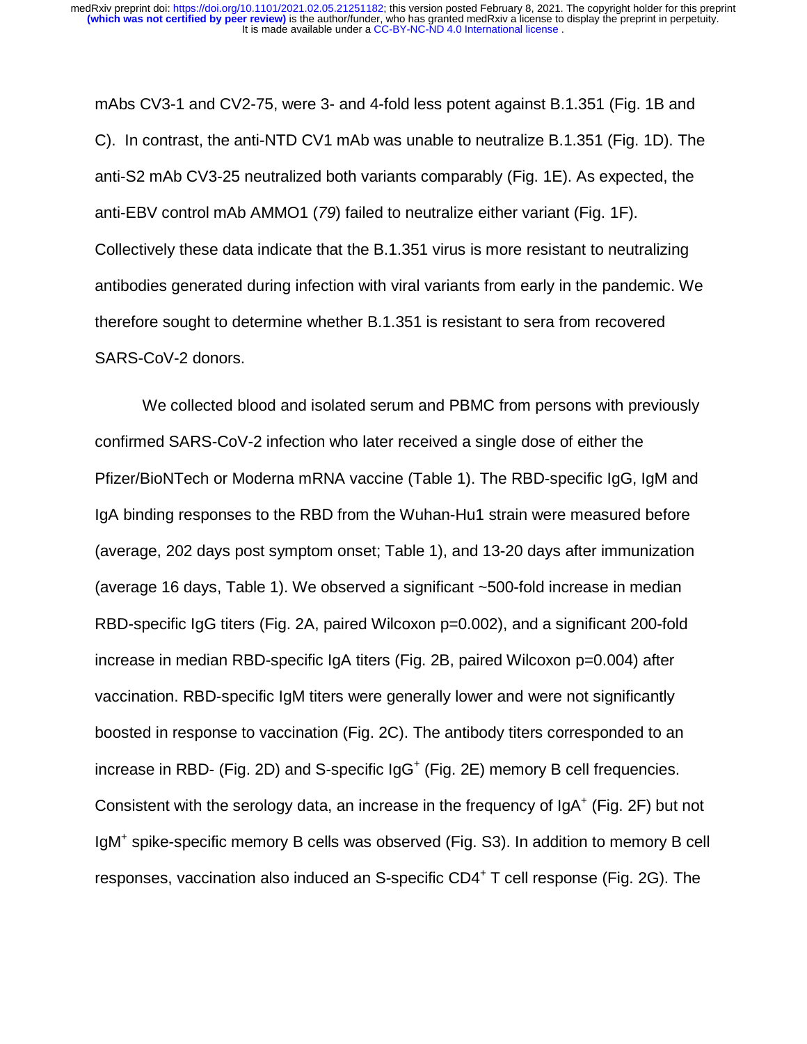mAbs CV3-1 and CV2-75, were 3- and 4-fold less potent against B.1.351 (Fig. 1B and C). In contrast, the anti-NTD CV1 mAb was unable to neutralize B.1.351 (Fig. 1D). The anti-S2 mAb CV3-25 neutralized both variants comparably (Fig. 1E). As expected, the anti-EBV control mAb AMMO1 (*79*) failed to neutralize either variant (Fig. 1F). Collectively these data indicate that the B.1.351 virus is more resistant to neutralizing antibodies generated during infection with viral variants from early in the pandemic. We therefore sought to determine whether B.1.351 is resistant to sera from recovered SARS-CoV-2 donors.

We collected blood and isolated serum and PBMC from persons with previously confirmed SARS-CoV-2 infection who later received a single dose of either the Pfizer/BioNTech or Moderna mRNA vaccine (Table 1). The RBD-specific IgG, IgM and IgA binding responses to the RBD from the Wuhan-Hu1 strain were measured before (average, 202 days post symptom onset; Table 1), and 13-20 days after immunization (average 16 days, Table 1). We observed a significant ~500-fold increase in median RBD-specific IgG titers (Fig. 2A, paired Wilcoxon $p=0.002$), and a significant 200-fold increase in median RBD-specific IgA titers (Fig. 2B, paired Wilcoxon $p=0.004$) after vaccination. RBD-specific IgM titers were generally lower and were not significantly boosted in response to vaccination (Fig. 2C). The antibody titers corresponded to an increase in RBD- (Fig. 2D) and S-specific $IgG^+$ (Fig. 2E) memory B cell frequencies. Consistent with the serology data, an increase in the frequency of $IgA^+$ (Fig. 2F) but not $IgM^+$ spike-specific memory B cells was observed (Fig. S3). In addition to memory B cell responses, vaccination also induced an S-specific $CD4^+$ T cell response (Fig. 2G). The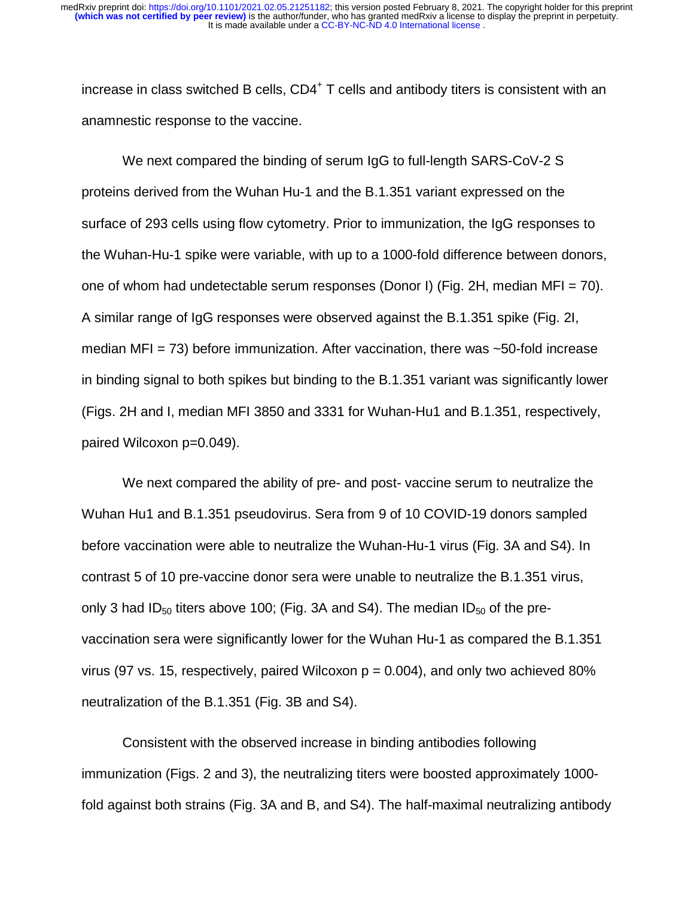increase in class switched B cells, CD4[+] T cells and antibody titers is consistent with an anamnestic response to the vaccine.

We next compared the binding of serum IgG to full-length SARS-CoV-2 S proteins derived from the Wuhan Hu-1 and the B.1.351 variant expressed on the surface of 293 cells using flow cytometry. Prior to immunization, the IgG responses to the Wuhan-Hu-1 spike were variable, with up to a 1000-fold difference between donors, one of whom had undetectable serum responses (Donor I) (Fig. 2H, median MFI = 70). A similar range of IgG responses were observed against the B.1.351 spike (Fig. 2I, median MFI = 73) before immunization. After vaccination, there was ~50-fold increase in binding signal to both spikes but binding to the B.1.351 variant was significantly lower (Figs. 2H and I, median MFI 3850 and 3331 for Wuhan-Hu1 and B.1.351, respectively, paired Wilcoxon p=0.049).

We next compared the ability of pre- and post- vaccine serum to neutralize the Wuhan Hu1 and B.1.351 pseudovirus. Sera from 9 of 10 COVID-19 donors sampled before vaccination were able to neutralize the Wuhan-Hu-1 virus (Fig. 3A and S4). In contrast 5 of 10 pre-vaccine donor sera were unable to neutralize the B.1.351 virus, only 3 had $ID_{50}$ titers above 100; (Fig. 3A and S4). The median $ID_{50}$ of the pre-vaccination sera were significantly lower for the Wuhan Hu-1 as compared the B.1.351 virus (97 vs. 15, respectively, paired Wilcoxon p = 0.004), and only two achieved 80% neutralization of the B.1.351 (Fig. 3B and S4).

Consistent with the observed increase in binding antibodies following immunization (Figs. 2 and 3), the neutralizing titers were boosted approximately 1000-fold against both strains (Fig. 3A and B, and S4). The half-maximal neutralizing antibody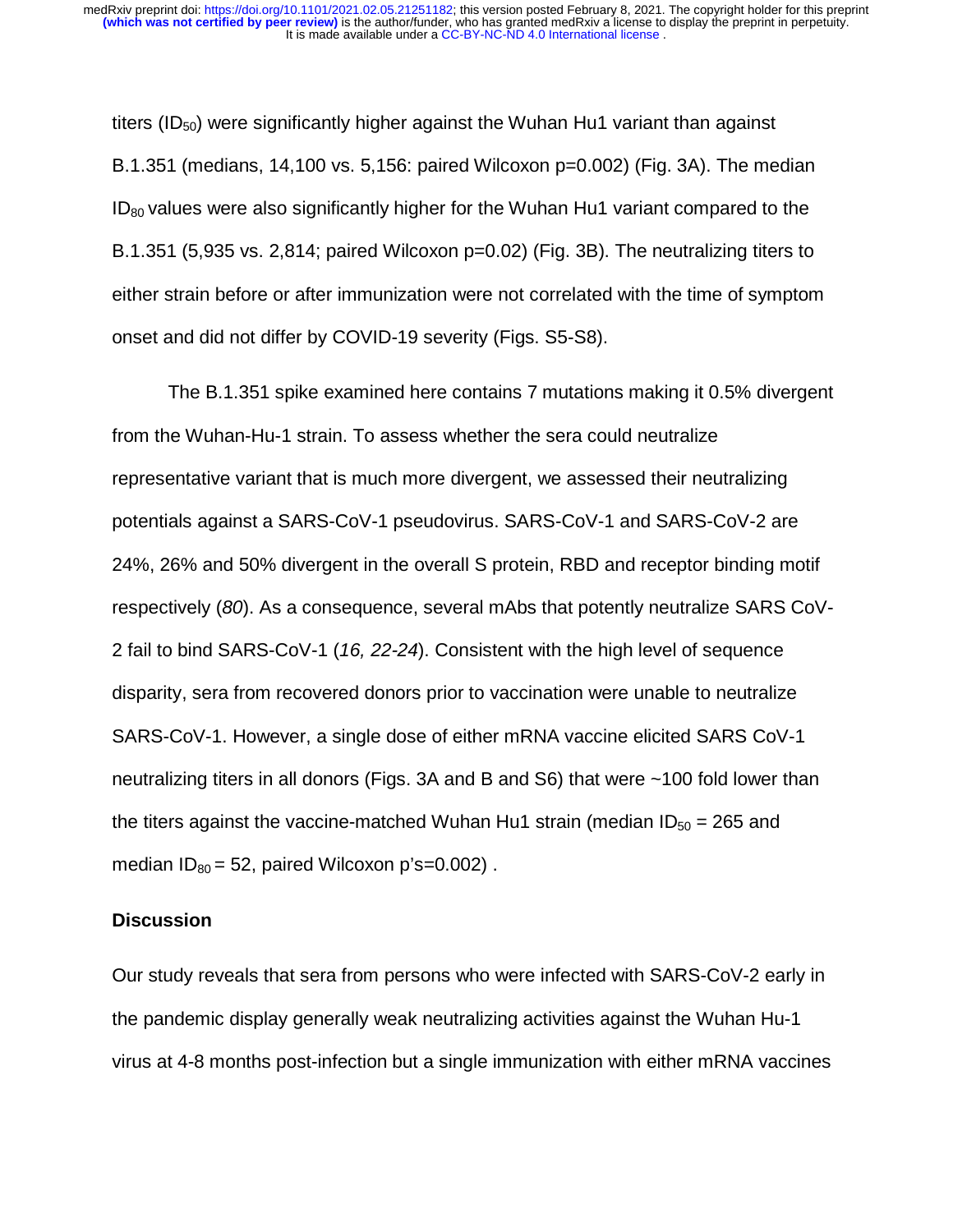titers ($ID_{50}$) were significantly higher against the Wuhan Hu1 variant than against B.1.351 (medians, 14,100 vs. 5,156: paired Wilcoxon p=0.002) (Fig. 3A). The median $ID_{80}$ values were also significantly higher for the Wuhan Hu1 variant compared to the B.1.351 (5,935 vs. 2,814; paired Wilcoxon p=0.02) (Fig. 3B). The neutralizing titers to either strain before or after immunization were not correlated with the time of symptom onset and did not differ by COVID-19 severity (Figs. S5-S8).

The B.1.351 spike examined here contains 7 mutations making it 0.5% divergent from the Wuhan-Hu-1 strain. To assess whether the sera could neutralize representative variant that is much more divergent, we assessed their neutralizing potentials against a SARS-CoV-1 pseudovirus. SARS-CoV-1 and SARS-CoV-2 are 24%, 26% and 50% divergent in the overall S protein, RBD and receptor binding motif respectively (*80*). As a consequence, several mAbs that potently neutralize SARS CoV-2 fail to bind SARS-CoV-1 (*16, 22-24*). Consistent with the high level of sequence disparity, sera from recovered donors prior to vaccination were unable to neutralize SARS-CoV-1. However, a single dose of either mRNA vaccine elicited SARS CoV-1 neutralizing titers in all donors (Figs. 3A and B and S6) that were ~100 fold lower than the titers against the vaccine-matched Wuhan Hu1 strain (median $ID_{50}$ = 265 and median $ID_{80}$ = 52, paired Wilcoxon p's=0.002) .

## Discussion

Our study reveals that sera from persons who were infected with SARS-CoV-2 early in the pandemic display generally weak neutralizing activities against the Wuhan Hu-1 virus at 4-8 months post-infection but a single immunization with either mRNA vaccines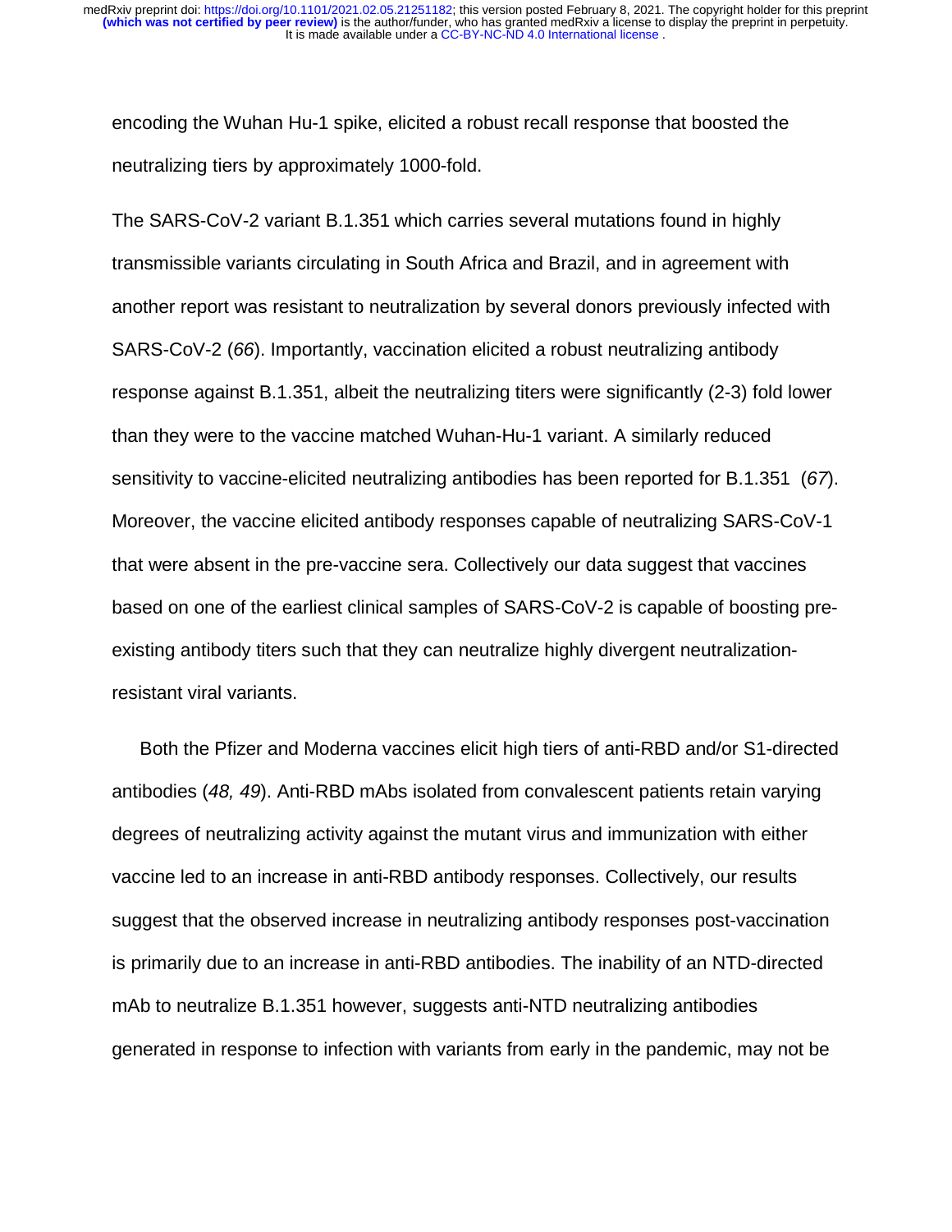encoding the Wuhan Hu-1 spike, elicited a robust recall response that boosted the neutralizing tiers by approximately 1000-fold.

The SARS-CoV-2 variant B.1.351 which carries several mutations found in highly transmissible variants circulating in South Africa and Brazil, and in agreement with another report was resistant to neutralization by several donors previously infected with SARS-CoV-2 (*66*). Importantly, vaccination elicited a robust neutralizing antibody response against B.1.351, albeit the neutralizing titers were significantly (2-3) fold lower than they were to the vaccine matched Wuhan-Hu-1 variant. A similarly reduced sensitivity to vaccine-elicited neutralizing antibodies has been reported for B.1.351 (*67*). Moreover, the vaccine elicited antibody responses capable of neutralizing SARS-CoV-1 that were absent in the pre-vaccine sera. Collectively our data suggest that vaccines based on one of the earliest clinical samples of SARS-CoV-2 is capable of boosting pre-existing antibody titers such that they can neutralize highly divergent neutralization-resistant viral variants.

Both the Pfizer and Moderna vaccines elicit high tiers of anti-RBD and/or S1-directed antibodies (*48, 49*). Anti-RBD mAbs isolated from convalescent patients retain varying degrees of neutralizing activity against the mutant virus and immunization with either vaccine led to an increase in anti-RBD antibody responses. Collectively, our results suggest that the observed increase in neutralizing antibody responses post-vaccination is primarily due to an increase in anti-RBD antibodies. The inability of an NTD-directed mAb to neutralize B.1.351 however, suggests anti-NTD neutralizing antibodies generated in response to infection with variants from early in the pandemic, may not be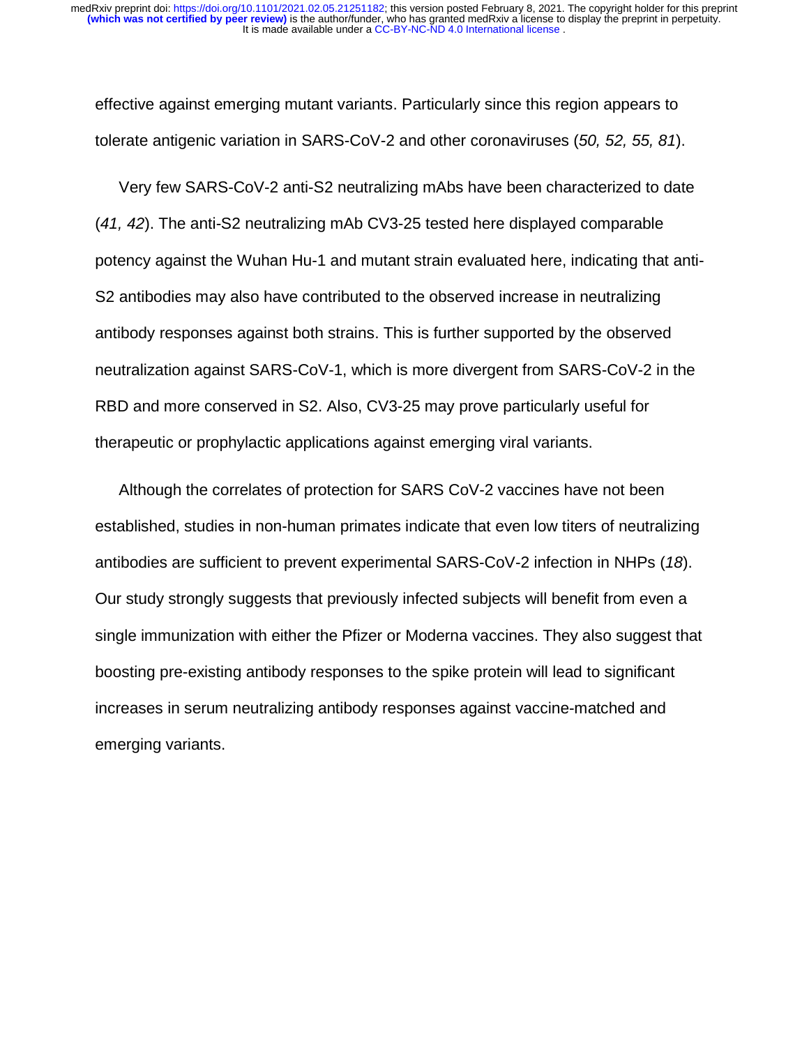effective against emerging mutant variants. Particularly since this region appears to tolerate antigenic variation in SARS-CoV-2 and other coronaviruses (*50, 52, 55, 81*).

Very few SARS-CoV-2 anti-S2 neutralizing mAbs have been characterized to date (*41, 42*). The anti-S2 neutralizing mAb CV3-25 tested here displayed comparable potency against the Wuhan Hu-1 and mutant strain evaluated here, indicating that anti-S2 antibodies may also have contributed to the observed increase in neutralizing antibody responses against both strains. This is further supported by the observed neutralization against SARS-CoV-1, which is more divergent from SARS-CoV-2 in the RBD and more conserved in S2. Also, CV3-25 may prove particularly useful for therapeutic or prophylactic applications against emerging viral variants.

Although the correlates of protection for SARS CoV-2 vaccines have not been established, studies in non-human primates indicate that even low titers of neutralizing antibodies are sufficient to prevent experimental SARS-CoV-2 infection in NHPs (*18*). Our study strongly suggests that previously infected subjects will benefit from even a single immunization with either the Pfizer or Moderna vaccines. They also suggest that boosting pre-existing antibody responses to the spike protein will lead to significant increases in serum neutralizing antibody responses against vaccine-matched and emerging variants.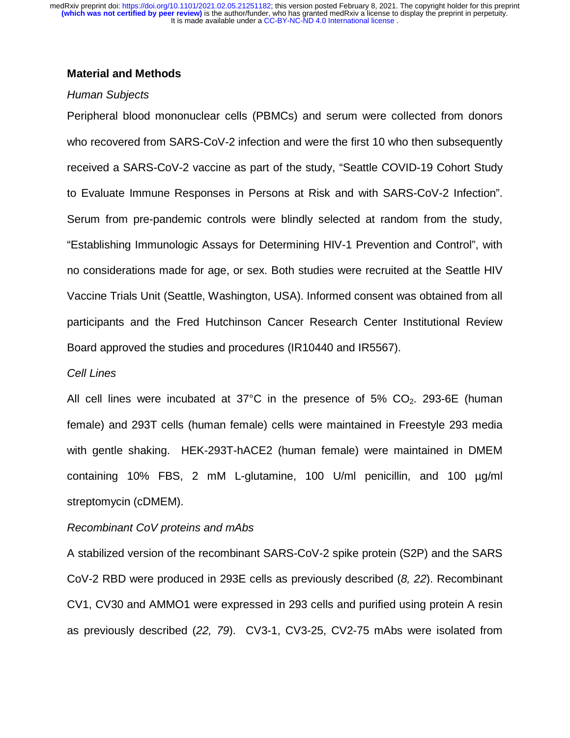## Material and Methods

### *Human Subjects*

Peripheral blood mononuclear cells (PBMCs) and serum were collected from donors who recovered from SARS-CoV-2 infection and were the first 10 who then subsequently received a SARS-CoV-2 vaccine as part of the study, "Seattle COVID-19 Cohort Study to Evaluate Immune Responses in Persons at Risk and with SARS-CoV-2 Infection". Serum from pre-pandemic controls were blindly selected at random from the study, "Establishing Immunologic Assays for Determining HIV-1 Prevention and Control", with no considerations made for age, or sex. Both studies were recruited at the Seattle HIV Vaccine Trials Unit (Seattle, Washington, USA). Informed consent was obtained from all participants and the Fred Hutchinson Cancer Research Center Institutional Review Board approved the studies and procedures (IR10440 and IR5567).

### *Cell Lines*

All cell lines were incubated at 37°C in the presence of 5% $CO_2$. 293-6E (human female) and 293T cells (human female) cells were maintained in Freestyle 293 media with gentle shaking. HEK-293T-hACE2 (human female) were maintained in DMEM containing 10% FBS, 2 mM L-glutamine, 100 U/ml penicillin, and 100 µg/ml streptomycin (cDMEM).

### *Recombinant CoV proteins and mAbs*

A stabilized version of the recombinant SARS-CoV-2 spike protein (S2P) and the SARS CoV-2 RBD were produced in 293E cells as previously described (*8, 22*). Recombinant CV1, CV30 and AMMO1 were expressed in 293 cells and purified using protein A resin as previously described (*22, 79*). CV3-1, CV3-25, CV2-75 mAbs were isolated from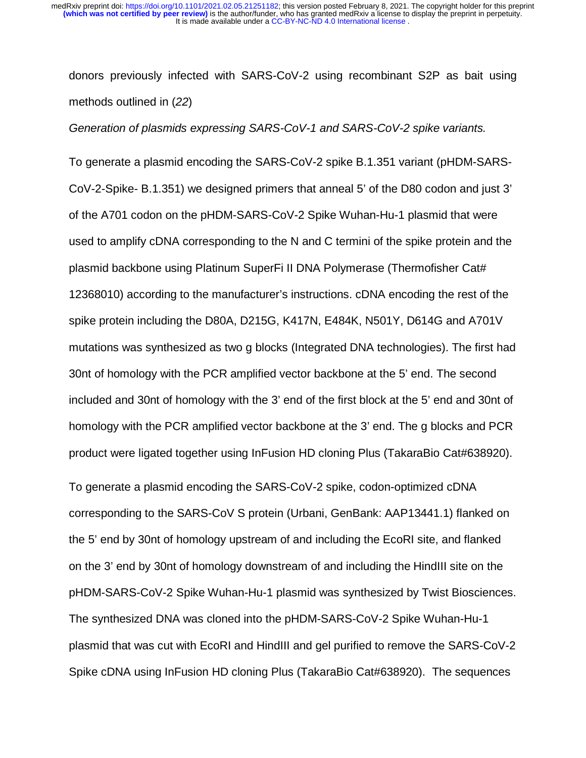donors previously infected with SARS-CoV-2 using recombinant S2P as bait using methods outlined in (*22*)

*Generation of plasmids expressing SARS-CoV-1 and SARS-CoV-2 spike variants.*

To generate a plasmid encoding the SARS-CoV-2 spike B.1.351 variant (pHDM-SARS-CoV-2-Spike- B.1.351) we designed primers that anneal 5' of the D80 codon and just 3' of the A701 codon on the pHDM-SARS-CoV-2 Spike Wuhan-Hu-1 plasmid that were used to amplify cDNA corresponding to the N and C termini of the spike protein and the plasmid backbone using Platinum SuperFi II DNA Polymerase (Thermofisher Cat# 12368010) according to the manufacturer's instructions. cDNA encoding the rest of the spike protein including the D80A, D215G, K417N, E484K, N501Y, D614G and A701V mutations was synthesized as two g blocks (Integrated DNA technologies). The first had 30nt of homology with the PCR amplified vector backbone at the 5' end. The second included and 30nt of homology with the 3' end of the first block at the 5' end and 30nt of homology with the PCR amplified vector backbone at the 3' end. The g blocks and PCR product were ligated together using InFusion HD cloning Plus (TakaraBio Cat#638920).

To generate a plasmid encoding the SARS-CoV-2 spike, codon-optimized cDNA corresponding to the SARS-CoV S protein (Urbani, GenBank: AAP13441.1) flanked on the 5' end by 30nt of homology upstream of and including the EcoRI site, and flanked on the 3' end by 30nt of homology downstream of and including the HindIII site on the pHDM-SARS-CoV-2 Spike Wuhan-Hu-1 plasmid was synthesized by Twist Biosciences. The synthesized DNA was cloned into the pHDM-SARS-CoV-2 Spike Wuhan-Hu-1 plasmid that was cut with EcoRI and HindIII and gel purified to remove the SARS-CoV-2 Spike cDNA using InFusion HD cloning Plus (TakaraBio Cat#638920). The sequences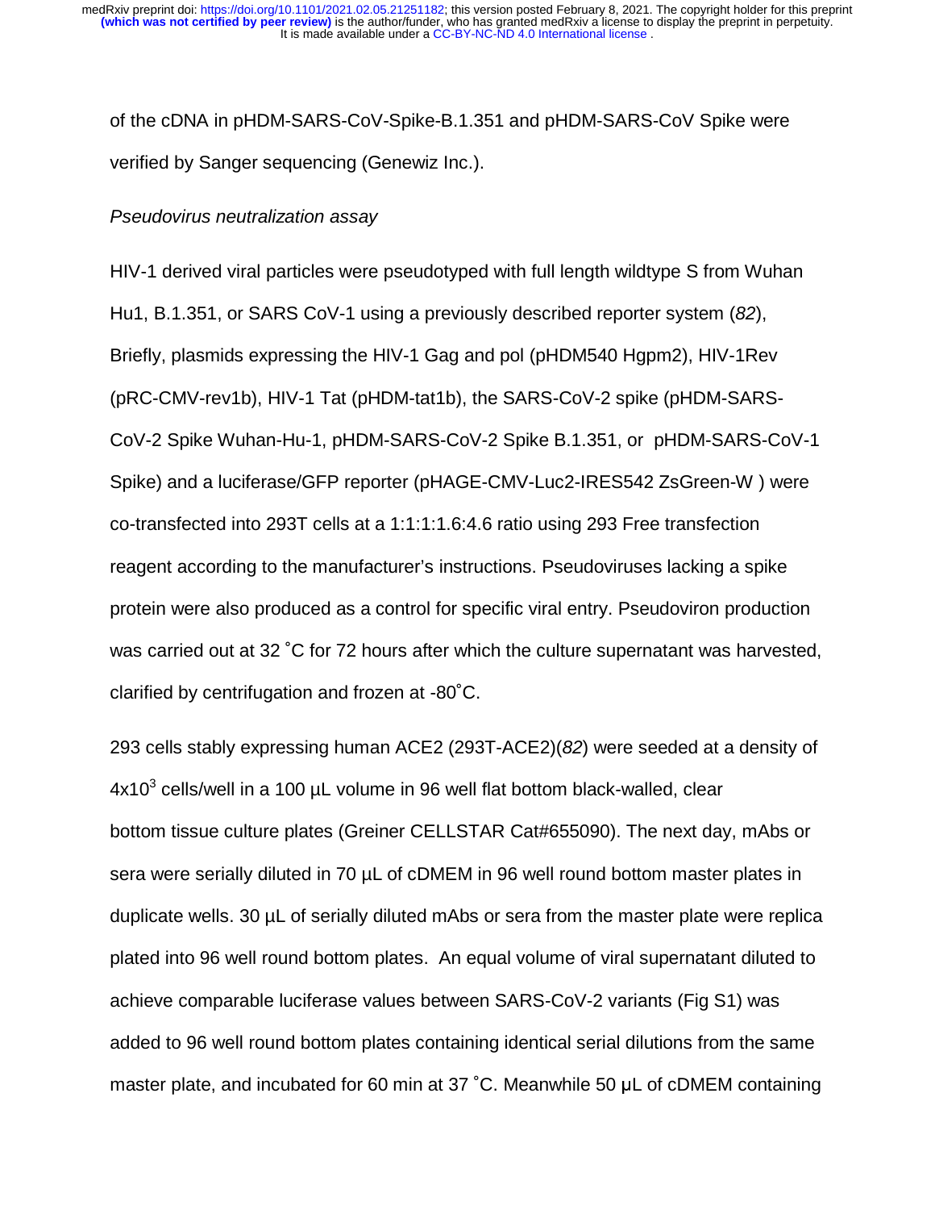of the cDNA in pHDM-SARS-CoV-Spike-B.1.351 and pHDM-SARS-CoV Spike were verified by Sanger sequencing (Genewiz Inc.).

*Pseudovirus neutralization assay*

HIV-1 derived viral particles were pseudotyped with full length wildtype S from Wuhan Hu1, B.1.351, or SARS CoV-1 using a previously described reporter system (*82*), Briefly, plasmids expressing the HIV-1 Gag and pol (pHDM540 Hgpm2), HIV-1Rev (pRC-CMV-rev1b), HIV-1 Tat (pHDM-tat1b), the SARS-CoV-2 spike (pHDM-SARS-CoV-2 Spike Wuhan-Hu-1, pHDM-SARS-CoV-2 Spike B.1.351, or pHDM-SARS-CoV-1 Spike) and a luciferase/GFP reporter (pHAGE-CMV-Luc2-IRES542 ZsGreen-W ) were co-transfected into 293T cells at a 1:1:1:1.6:4.6 ratio using 293 Free transfection reagent according to the manufacturer's instructions. Pseudoviruses lacking a spike protein were also produced as a control for specific viral entry. Pseudoviron production was carried out at 32 ˚C for 72 hours after which the culture supernatant was harvested, clarified by centrifugation and frozen at -80˚C.

293 cells stably expressing human ACE2 (293T-ACE2)(*82*) were seeded at a density of $4x10^3$ cells/well in a 100 µL volume in 96 well flat bottom black-walled, clear bottom tissue culture plates (Greiner CELLSTAR Cat#655090). The next day, mAbs or sera were serially diluted in 70 µL of cDMEM in 96 well round bottom master plates in duplicate wells. 30 µL of serially diluted mAbs or sera from the master plate were replica plated into 96 well round bottom plates. An equal volume of viral supernatant diluted to achieve comparable luciferase values between SARS-CoV-2 variants (Fig S1) was added to 96 well round bottom plates containing identical serial dilutions from the same master plate, and incubated for 60 min at 37 ˚C. Meanwhile 50 µL of cDMEM containing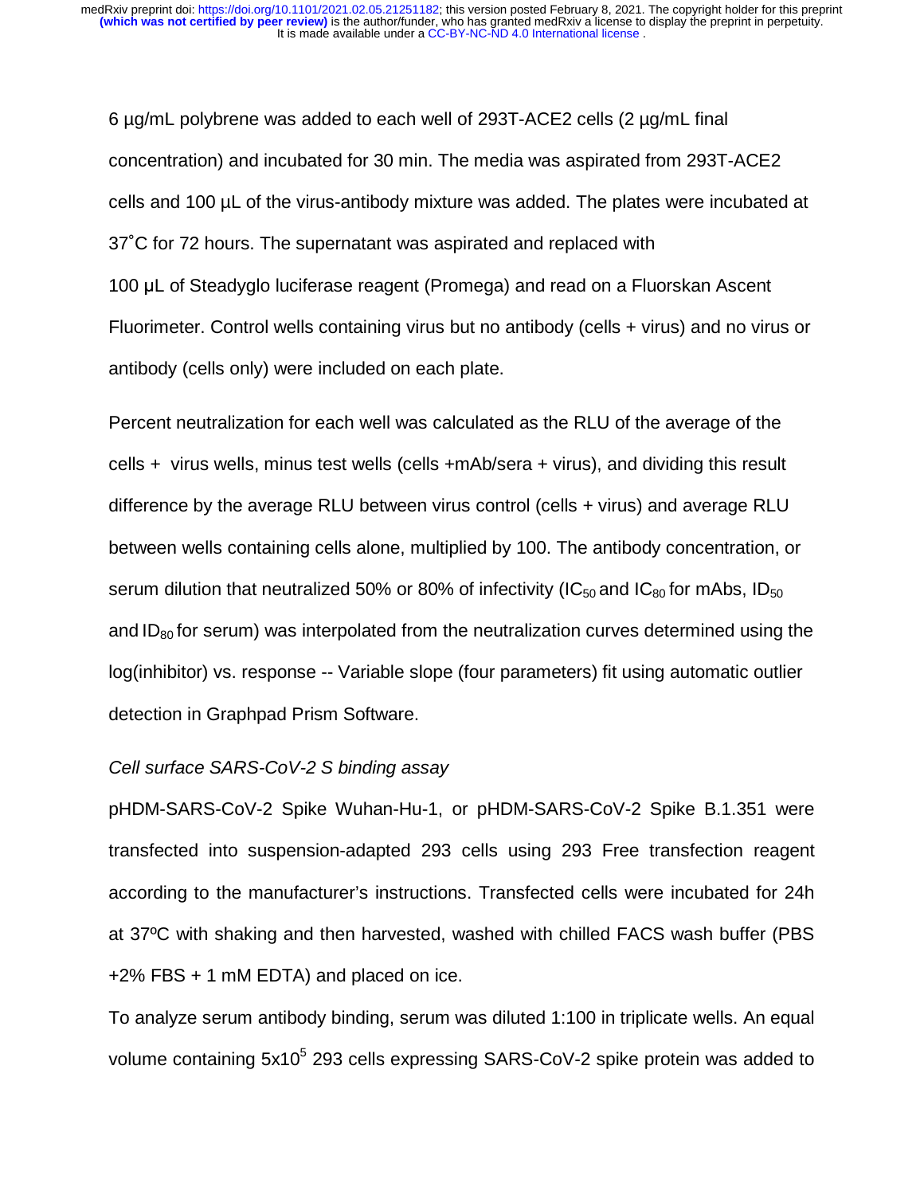6 µg/mL polybrene was added to each well of 293T-ACE2 cells (2 µg/mL final concentration) and incubated for 30 min. The media was aspirated from 293T-ACE2 cells and 100 µL of the virus-antibody mixture was added. The plates were incubated at 37˚C for 72 hours. The supernatant was aspirated and replaced with 100 µL of Steadyglo luciferase reagent (Promega) and read on a Fluorskan Ascent Fluorimeter. Control wells containing virus but no antibody (cells + virus) and no virus or antibody (cells only) were included on each plate.

Percent neutralization for each well was calculated as the RLU of the average of the cells + virus wells, minus test wells (cells +mAb/sera + virus), and dividing this result difference by the average RLU between virus control (cells + virus) and average RLU between wells containing cells alone, multiplied by 100. The antibody concentration, or serum dilution that neutralized 50% or 80% of infectivity ($IC_{50}$ and $IC_{80}$ for mAbs, $ID_{50}$ and $ID_{80}$ for serum) was interpolated from the neutralization curves determined using the log(inhibitor) vs. response -- Variable slope (four parameters) fit using automatic outlier detection in Graphpad Prism Software.

*Cell surface SARS-CoV-2 S binding assay*

pHDM-SARS-CoV-2 Spike Wuhan-Hu-1, or pHDM-SARS-CoV-2 Spike B.1.351 were transfected into suspension-adapted 293 cells using 293 Free transfection reagent according to the manufacturer's instructions. Transfected cells were incubated for 24h at 37ºC with shaking and then harvested, washed with chilled FACS wash buffer (PBS +2% FBS + 1 mM EDTA) and placed on ice.

To analyze serum antibody binding, serum was diluted 1:100 in triplicate wells. An equal volume containing $5x10^5$ 293 cells expressing SARS-CoV-2 spike protein was added to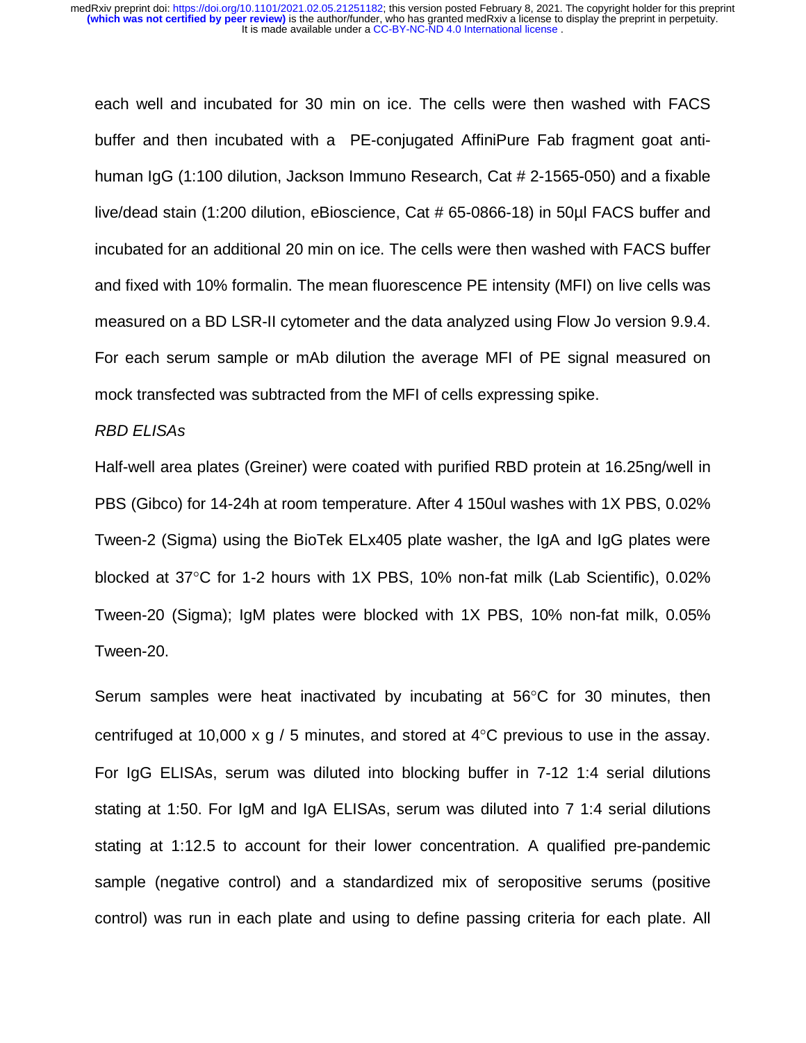each well and incubated for 30 min on ice. The cells were then washed with FACS buffer and then incubated with a PE-conjugated AffiniPure Fab fragment goat anti-human IgG (1:100 dilution, Jackson Immuno Research, Cat # 2-1565-050) and a fixable live/dead stain (1:200 dilution, eBioscience, Cat # 65-0866-18) in 50µl FACS buffer and incubated for an additional 20 min on ice. The cells were then washed with FACS buffer and fixed with 10% formalin. The mean fluorescence PE intensity (MFI) on live cells was measured on a BD LSR-II cytometer and the data analyzed using Flow Jo version 9.9.4. For each serum sample or mAb dilution the average MFI of PE signal measured on mock transfected was subtracted from the MFI of cells expressing spike.

*RBD ELISAs*

Half-well area plates (Greiner) were coated with purified RBD protein at 16.25ng/well in PBS (Gibco) for 14-24h at room temperature. After 4 150ul washes with 1X PBS, 0.02% Tween-2 (Sigma) using the BioTek ELx405 plate washer, the IgA and IgG plates were blocked at 37°C for 1-2 hours with 1X PBS, 10% non-fat milk (Lab Scientific), 0.02% Tween-20 (Sigma); IgM plates were blocked with 1X PBS, 10% non-fat milk, 0.05% Tween-20.

Serum samples were heat inactivated by incubating at 56°C for 30 minutes, then centrifuged at 10,000 x g / 5 minutes, and stored at 4°C previous to use in the assay. For IgG ELISAs, serum was diluted into blocking buffer in 7-12 1:4 serial dilutions stating at 1:50. For IgM and IgA ELISAs, serum was diluted into 7 1:4 serial dilutions stating at 1:12.5 to account for their lower concentration. A qualified pre-pandemic sample (negative control) and a standardized mix of seropositive serums (positive control) was run in each plate and using to define passing criteria for each plate. All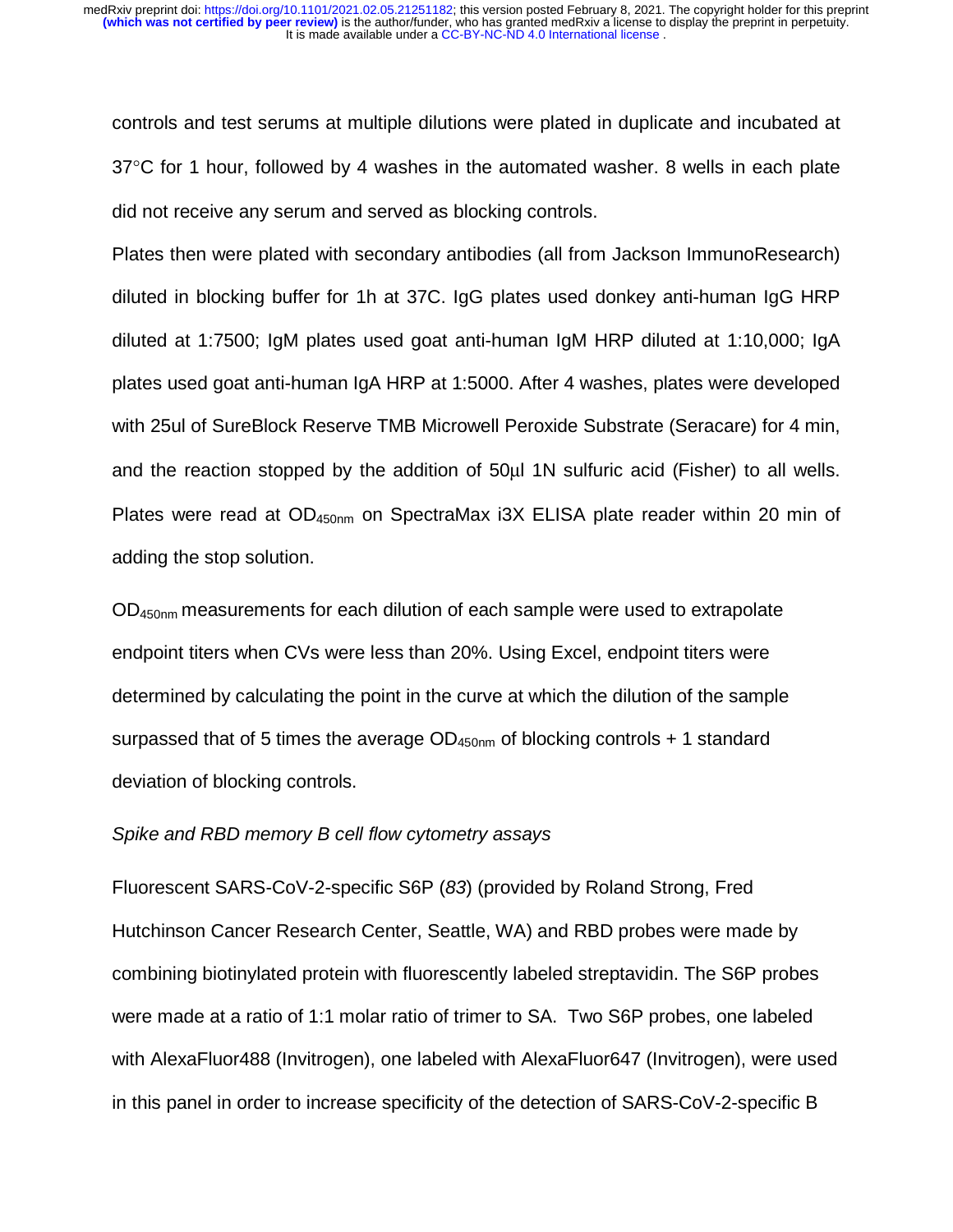controls and test serums at multiple dilutions were plated in duplicate and incubated at 37°C for 1 hour, followed by 4 washes in the automated washer. 8 wells in each plate did not receive any serum and served as blocking controls.

Plates then were plated with secondary antibodies (all from Jackson ImmunoResearch) diluted in blocking buffer for 1h at 37C. IgG plates used donkey anti-human IgG HRP diluted at 1:7500; IgM plates used goat anti-human IgM HRP diluted at 1:10,000; IgA plates used goat anti-human IgA HRP at 1:5000. After 4 washes, plates were developed with 25ul of SureBlock Reserve TMB Microwell Peroxide Substrate (Seracare) for 4 min, and the reaction stopped by the addition of 50μl 1N sulfuric acid (Fisher) to all wells. Plates were read at $OD_{450nm}$ on SpectraMax i3X ELISA plate reader within 20 min of adding the stop solution.

$OD_{450nm}$ measurements for each dilution of each sample were used to extrapolate endpoint titers when CVs were less than 20%. Using Excel, endpoint titers were determined by calculating the point in the curve at which the dilution of the sample surpassed that of 5 times the average $OD_{450nm}$ of blocking controls + 1 standard deviation of blocking controls.

*Spike and RBD memory B cell flow cytometry assays*

Fluorescent SARS-CoV-2-specific S6P (*83*) (provided by Roland Strong, Fred Hutchinson Cancer Research Center, Seattle, WA) and RBD probes were made by combining biotinylated protein with fluorescently labeled streptavidin. The S6P probes were made at a ratio of 1:1 molar ratio of trimer to SA. Two S6P probes, one labeled with AlexaFluor488 (Invitrogen), one labeled with AlexaFluor647 (Invitrogen), were used in this panel in order to increase specificity of the detection of SARS-CoV-2-specific B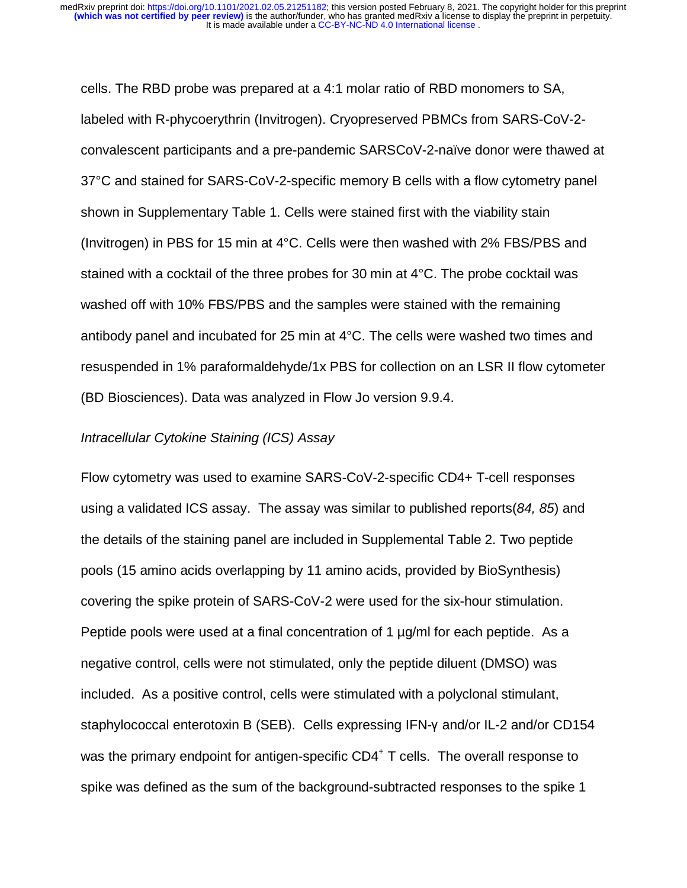cells. The RBD probe was prepared at a 4:1 molar ratio of RBD monomers to SA, labeled with R-phycoerythrin (Invitrogen). Cryopreserved PBMCs from SARS-CoV-2-convalescent participants and a pre-pandemic SARSCoV-2-naïve donor were thawed at 37°C and stained for SARS-CoV-2-specific memory B cells with a flow cytometry panel shown in Supplementary Table 1. Cells were stained first with the viability stain (Invitrogen) in PBS for 15 min at 4°C. Cells were then washed with 2% FBS/PBS and stained with a cocktail of the three probes for 30 min at 4°C. The probe cocktail was washed off with 10% FBS/PBS and the samples were stained with the remaining antibody panel and incubated for 25 min at 4°C. The cells were washed two times and resuspended in 1% paraformaldehyde/1x PBS for collection on an LSR II flow cytometer (BD Biosciences). Data was analyzed in Flow Jo version 9.9.4.

*Intracellular Cytokine Staining (ICS) Assay*

Flow cytometry was used to examine SARS-CoV-2-specific CD4+ T-cell responses using a validated ICS assay. The assay was similar to published reports(*84, 85*) and the details of the staining panel are included in Supplemental Table 2. Two peptide pools (15 amino acids overlapping by 11 amino acids, provided by BioSynthesis) covering the spike protein of SARS-CoV-2 were used for the six-hour stimulation. Peptide pools were used at a final concentration of 1 µg/ml for each peptide. As a negative control, cells were not stimulated, only the peptide diluent (DMSO) was included. As a positive control, cells were stimulated with a polyclonal stimulant, staphylococcal enterotoxin B (SEB). Cells expressing IFN-γ and/or IL-2 and/or CD154 was the primary endpoint for antigen-specific $CD4^{+}$ T cells. The overall response to spike was defined as the sum of the background-subtracted responses to the spike 1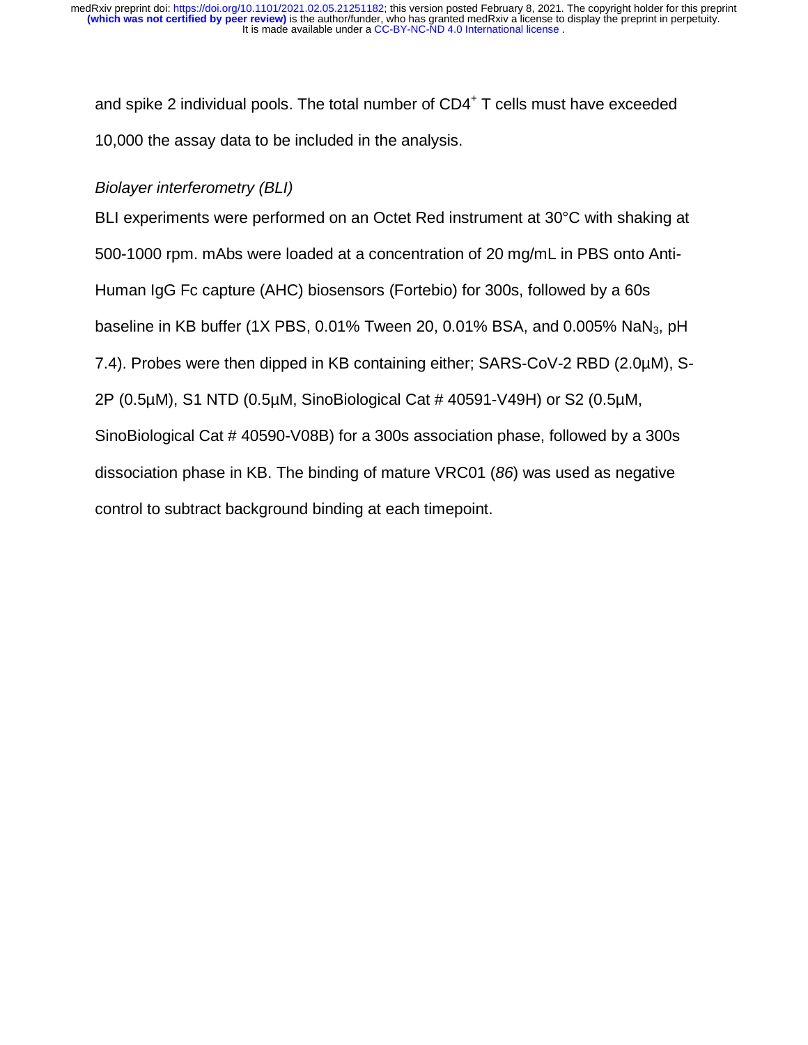and spike 2 individual pools. The total number of CD4$^+$ T cells must have exceeded 10,000 the assay data to be included in the analysis.

*Biolayer interferometry (BLI)*

BLI experiments were performed on an Octet Red instrument at 30°C with shaking at 500-1000 rpm. mAbs were loaded at a concentration of 20 mg/mL in PBS onto Anti-Human IgG Fc capture (AHC) biosensors (Fortebio) for 300s, followed by a 60s baseline in KB buffer (1X PBS, 0.01% Tween 20, 0.01% BSA, and 0.005% $NaN_3$, pH 7.4). Probes were then dipped in KB containing either; SARS-CoV-2 RBD (2.0µM), S-2P (0.5µM), S1 NTD (0.5µM, SinoBiological Cat # 40591-V49H) or S2 (0.5µM, SinoBiological Cat # 40590-V08B) for a 300s association phase, followed by a 300s dissociation phase in KB. The binding of mature VRC01 (*86*) was used as negative control to subtract background binding at each timepoint.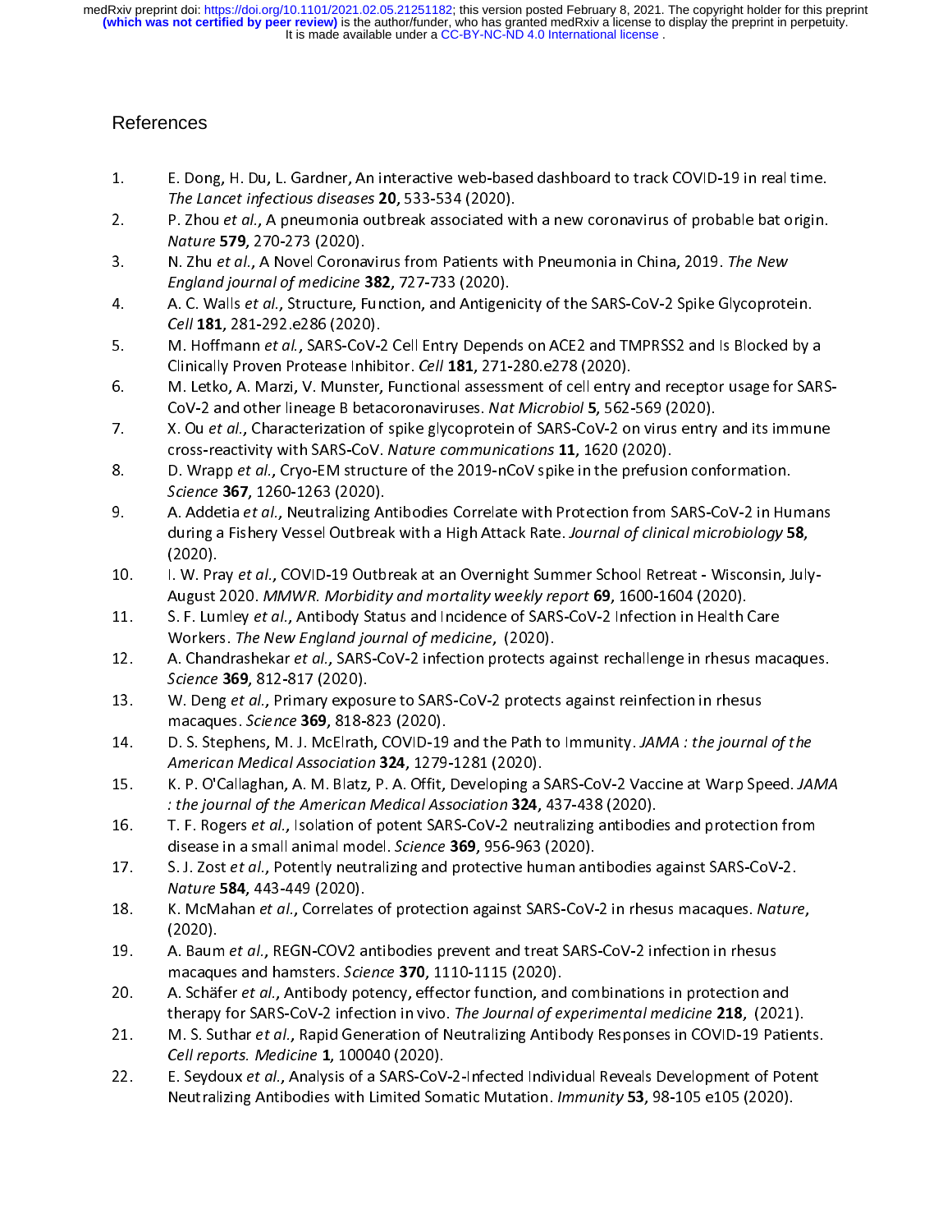## References

1. E. Dong, H. Du, L. Gardner, An interactive web-based dashboard to track COVID-19 in real time. *The Lancet infectious diseases* **20**, 533-534 (2020).
2. P. Zhou *et al.*, A pneumonia outbreak associated with a new coronavirus of probable bat origin. *Nature* **579**, 270-273 (2020).
3. N. Zhu *et al.*, A Novel Coronavirus from Patients with Pneumonia in China, 2019. *The New England journal of medicine* **382**, 727-733 (2020).
4. A. C. Walls *et al.*, Structure, Function, and Antigenicity of the SARS-CoV-2 Spike Glycoprotein. *Cell* **181**, 281-292.e286 (2020).
5. M. Hoffmann *et al.*, SARS-CoV-2 Cell Entry Depends on ACE2 and TMPRSS2 and Is Blocked by a Clinically Proven Protease Inhibitor. *Cell* **181**, 271-280.e278 (2020).
6. M. Letko, A. Marzi, V. Munster, Functional assessment of cell entry and receptor usage for SARS-CoV-2 and other lineage B betacoronaviruses. *Nat Microbiol* **5**, 562-569 (2020).
7. X. Ou *et al.*, Characterization of spike glycoprotein of SARS-CoV-2 on virus entry and its immune cross-reactivity with SARS-CoV. *Nature communications* **11**, 1620 (2020).
8. D. Wrapp *et al.*, Cryo-EM structure of the 2019-nCoV spike in the prefusion conformation. *Science* **367**, 1260-1263 (2020).
9. A. Addetia *et al.*, Neutralizing Antibodies Correlate with Protection from SARS-CoV-2 in Humans during a Fishery Vessel Outbreak with a High Attack Rate. *Journal of clinical microbiology* **58**, (2020).
10. I. W. Pray *et al.*, COVID-19 Outbreak at an Overnight Summer School Retreat - Wisconsin, July-August 2020. *MMWR. Morbidity and mortality weekly report* **69**, 1600-1604 (2020).
11. S. F. Lumley *et al.*, Antibody Status and Incidence of SARS-CoV-2 Infection in Health Care Workers. *The New England journal of medicine*, (2020).
12. A. Chandrashekar *et al.*, SARS-CoV-2 infection protects against rechallenge in rhesus macaques. *Science* **369**, 812-817 (2020).
13. W. Deng *et al.*, Primary exposure to SARS-CoV-2 protects against reinfection in rhesus macaques. *Science* **369**, 818-823 (2020).
14. D. S. Stephens, M. J. McElrath, COVID-19 and the Path to Immunity. *JAMA : the journal of the American Medical Association* **324**, 1279-1281 (2020).
15. K. P. O'Callaghan, A. M. Blatz, P. A. Offit, Developing a SARS-CoV-2 Vaccine at Warp Speed. *JAMA : the journal of the American Medical Association* **324**, 437-438 (2020).
16. T. F. Rogers *et al.*, Isolation of potent SARS-CoV-2 neutralizing antibodies and protection from disease in a small animal model. *Science* **369**, 956-963 (2020).
17. S. J. Zost *et al.*, Potently neutralizing and protective human antibodies against SARS-CoV-2. *Nature* **584**, 443-449 (2020).
18. K. McMahan *et al.*, Correlates of protection against SARS-CoV-2 in rhesus macaques. *Nature*, (2020).
19. A. Baum *et al.*, REGN-COV2 antibodies prevent and treat SARS-CoV-2 infection in rhesus macaques and hamsters. *Science* **370**, 1110-1115 (2020).
20. A. Schäfer *et al.*, Antibody potency, effector function, and combinations in protection and therapy for SARS-CoV-2 infection in vivo. *The Journal of experimental medicine* **218**, (2021).
21. M. S. Suthar *et al.*, Rapid Generation of Neutralizing Antibody Responses in COVID-19 Patients. *Cell reports. Medicine* **1**, 100040 (2020).
22. E. Seydoux *et al.*, Analysis of a SARS-CoV-2-Infected Individual Reveals Development of Potent Neutralizing Antibodies with Limited Somatic Mutation. *Immunity* **53**, 98-105 e105 (2020).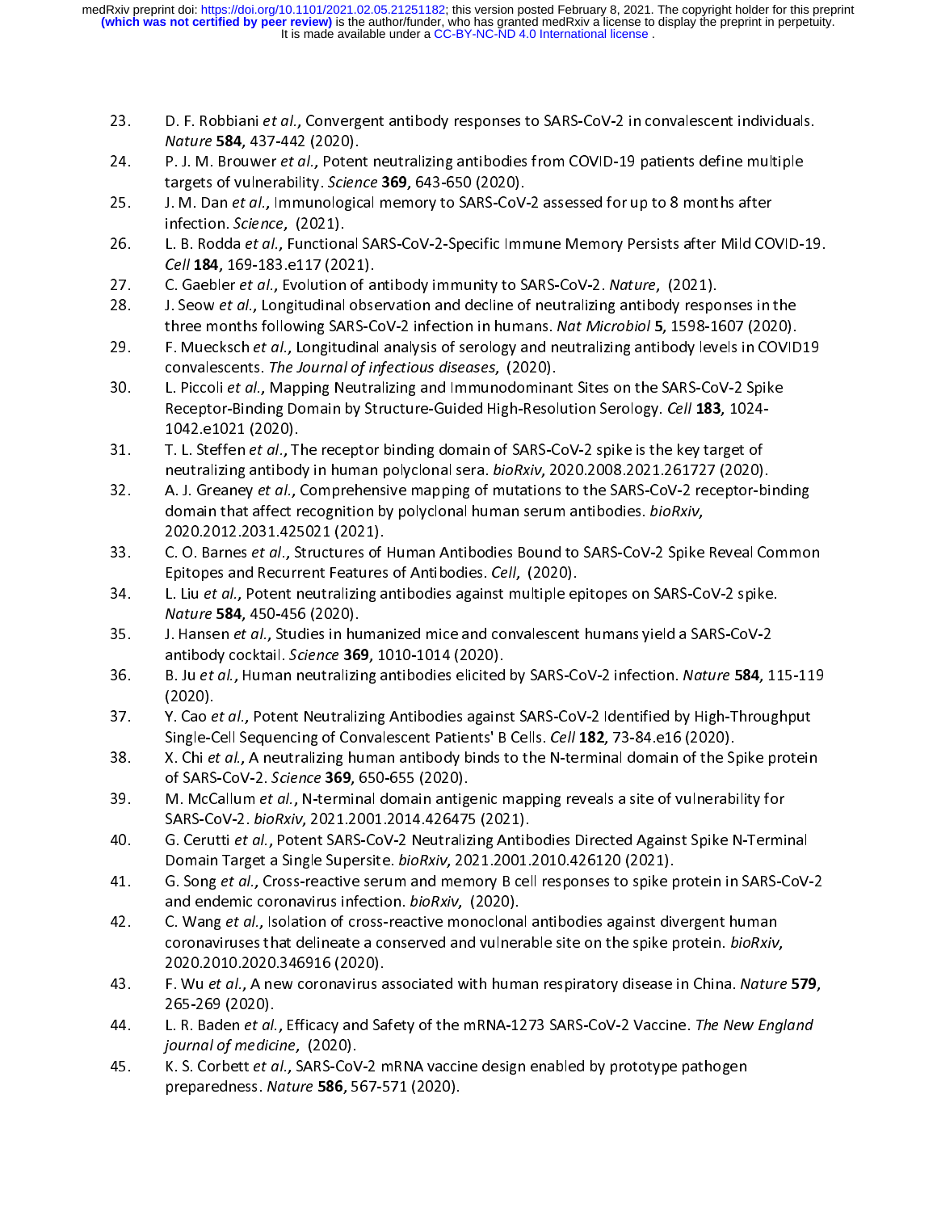23. D. F. Robbiani *et al.*, Convergent antibody responses to SARS-CoV-2 in convalescent individuals. *Nature* **584**, 437-442 (2020).
24. P. J. M. Brouwer *et al.*, Potent neutralizing antibodies from COVID-19 patients define multiple targets of vulnerability. *Science* **369**, 643-650 (2020).
25. J. M. Dan *et al.*, Immunological memory to SARS-CoV-2 assessed for up to 8 months after infection. *Science*, (2021).
26. L. B. Rodda *et al.*, Functional SARS-CoV-2-Specific Immune Memory Persists after Mild COVID-19. *Cell* **184**, 169-183.e117 (2021).
27. C. Gaebler *et al.*, Evolution of antibody immunity to SARS-CoV-2. *Nature*, (2021).
28. J. Seow *et al.*, Longitudinal observation and decline of neutralizing antibody responses in the three months following SARS-CoV-2 infection in humans. *Nat Microbiol* **5**, 1598-1607 (2020).
29. F. Muecksch *et al.*, Longitudinal analysis of serology and neutralizing antibody levels in COVID19 convalescents. *The Journal of infectious diseases*, (2020).
30. L. Piccoli *et al.*, Mapping Neutralizing and Immunodominant Sites on the SARS-CoV-2 Spike Receptor-Binding Domain by Structure-Guided High-Resolution Serology. *Cell* **183**, 1024-1042.e1021 (2020).
31. T. L. Steffen *et al.*, The receptor binding domain of SARS-CoV-2 spike is the key target of neutralizing antibody in human polyclonal sera. *bioRxiv*, 2020.2008.2021.261727 (2020).
32. A. J. Greaney *et al.*, Comprehensive mapping of mutations to the SARS-CoV-2 receptor-binding domain that affect recognition by polyclonal human serum antibodies. *bioRxiv*, 2020.2012.2031.425021 (2021).
33. C. O. Barnes *et al.*, Structures of Human Antibodies Bound to SARS-CoV-2 Spike Reveal Common Epitopes and Recurrent Features of Antibodies. *Cell*, (2020).
34. L. Liu *et al.*, Potent neutralizing antibodies against multiple epitopes on SARS-CoV-2 spike. *Nature* **584**, 450-456 (2020).
35. J. Hansen *et al.*, Studies in humanized mice and convalescent humans yield a SARS-CoV-2 antibody cocktail. *Science* **369**, 1010-1014 (2020).
36. B. Ju *et al.*, Human neutralizing antibodies elicited by SARS-CoV-2 infection. *Nature* **584**, 115-119 (2020).
37. Y. Cao *et al.*, Potent Neutralizing Antibodies against SARS-CoV-2 Identified by High-Throughput Single-Cell Sequencing of Convalescent Patients' B Cells. *Cell* **182**, 73-84.e16 (2020).
38. X. Chi *et al.*, A neutralizing human antibody binds to the N-terminal domain of the Spike protein of SARS-CoV-2. *Science* **369**, 650-655 (2020).
39. M. McCallum *et al.*, N-terminal domain antigenic mapping reveals a site of vulnerability for SARS-CoV-2. *bioRxiv*, 2021.2001.2014.426475 (2021).
40. G. Cerutti *et al.*, Potent SARS-CoV-2 Neutralizing Antibodies Directed Against Spike N-Terminal Domain Target a Single Supersite. *bioRxiv*, 2021.2001.2010.426120 (2021).
41. G. Song *et al.*, Cross-reactive serum and memory B cell responses to spike protein in SARS-CoV-2 and endemic coronavirus infection. *bioRxiv*, (2020).
42. C. Wang *et al.*, Isolation of cross-reactive monoclonal antibodies against divergent human coronaviruses that delineate a conserved and vulnerable site on the spike protein. *bioRxiv*, 2020.2010.2020.346916 (2020).
43. F. Wu *et al.*, A new coronavirus associated with human respiratory disease in China. *Nature* **579**, 265-269 (2020).
44. L. R. Baden *et al.*, Efficacy and Safety of the mRNA-1273 SARS-CoV-2 Vaccine. *The New England journal of medicine*, (2020).
45. K. S. Corbett *et al.*, SARS-CoV-2 mRNA vaccine design enabled by prototype pathogen preparedness. *Nature* **586**, 567-571 (2020).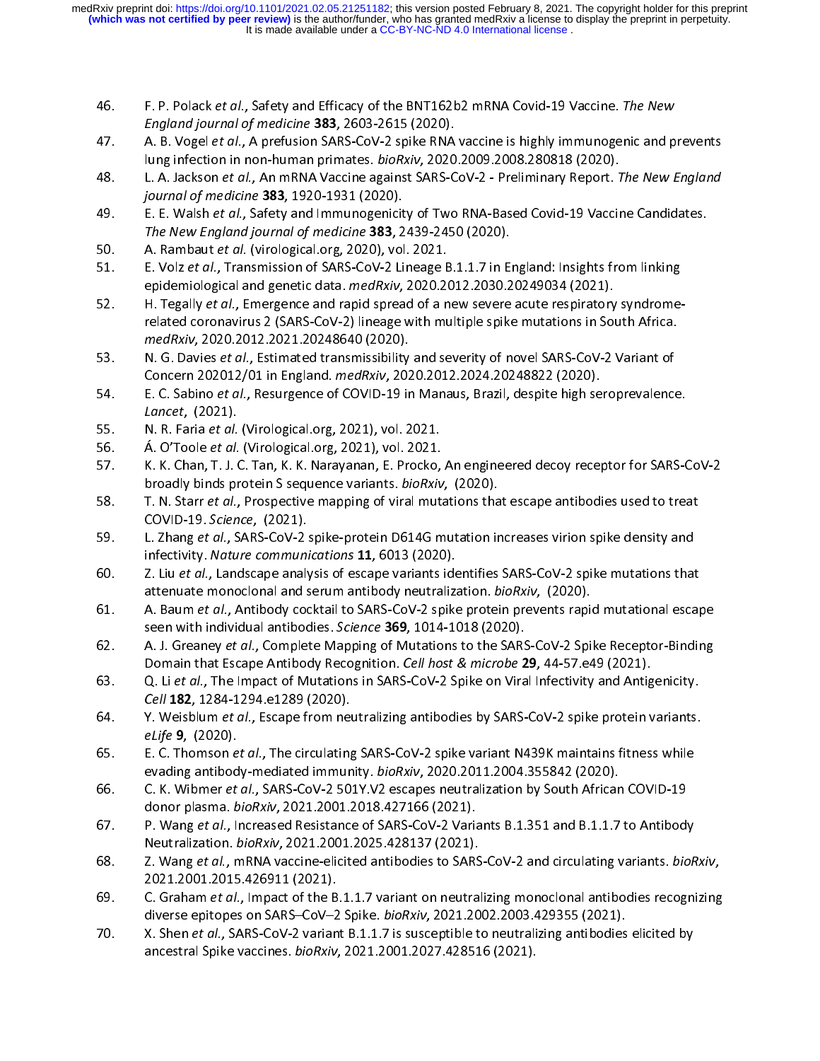46. F. P. Polack *et al.*, Safety and Efficacy of the BNT162b2 mRNA Covid-19 Vaccine. *The New England journal of medicine* **383**, 2603-2615 (2020).
47. A. B. Vogel *et al.*, A prefusion SARS-CoV-2 spike RNA vaccine is highly immunogenic and prevents lung infection in non-human primates. *bioRxiv*, 2020.2009.2008.280818 (2020).
48. L. A. Jackson *et al.*, An mRNA Vaccine against SARS-CoV-2 - Preliminary Report. *The New England journal of medicine* **383**, 1920-1931 (2020).
49. E. E. Walsh *et al.*, Safety and Immunogenicity of Two RNA-Based Covid-19 Vaccine Candidates. *The New England journal of medicine* **383**, 2439-2450 (2020).
50. A. Rambaut *et al.* (virological.org, 2020), vol. 2021.
51. E. Volz *et al.*, Transmission of SARS-CoV-2 Lineage B.1.1.7 in England: Insights from linking epidemiological and genetic data. *medRxiv*, 2020.2012.2030.20249034 (2021).
52. H. Tegally *et al.*, Emergence and rapid spread of a new severe acute respiratory syndrome-related coronavirus 2 (SARS-CoV-2) lineage with multiple spike mutations in South Africa. *medRxiv*, 2020.2012.2021.20248640 (2020).
53. N. G. Davies *et al.*, Estimated transmissibility and severity of novel SARS-CoV-2 Variant of Concern 202012/01 in England. *medRxiv*, 2020.2012.2024.20248822 (2020).
54. E. C. Sabino *et al.*, Resurgence of COVID-19 in Manaus, Brazil, despite high seroprevalence. *Lancet*, (2021).
55. N. R. Faria *et al.* (Virological.org, 2021), vol. 2021.
56. Á. O'Toole *et al.* (Virological.org, 2021), vol. 2021.
57. K. K. Chan, T. J. C. Tan, K. K. Narayanan, E. Procko, An engineered decoy receptor for SARS-CoV-2 broadly binds protein S sequence variants. *bioRxiv*, (2020).
58. T. N. Starr *et al.*, Prospective mapping of viral mutations that escape antibodies used to treat COVID-19. *Science*, (2021).
59. L. Zhang *et al.*, SARS-CoV-2 spike-protein D614G mutation increases virion spike density and infectivity. *Nature communications* **11**, 6013 (2020).
60. Z. Liu *et al.*, Landscape analysis of escape variants identifies SARS-CoV-2 spike mutations that attenuate monoclonal and serum antibody neutralization. *bioRxiv*, (2020).
61. A. Baum *et al.*, Antibody cocktail to SARS-CoV-2 spike protein prevents rapid mutational escape seen with individual antibodies. *Science* **369**, 1014-1018 (2020).
62. A. J. Greaney *et al.*, Complete Mapping of Mutations to the SARS-CoV-2 Spike Receptor-Binding Domain that Escape Antibody Recognition. *Cell host & microbe* **29**, 44-57.e49 (2021).
63. Q. Li *et al.*, The Impact of Mutations in SARS-CoV-2 Spike on Viral Infectivity and Antigenicity. *Cell* **182**, 1284-1294.e1289 (2020).
64. Y. Weisblum *et al.*, Escape from neutralizing antibodies by SARS-CoV-2 spike protein variants. *eLife* **9**, (2020).
65. E. C. Thomson *et al.*, The circulating SARS-CoV-2 spike variant N439K maintains fitness while evading antibody-mediated immunity. *bioRxiv*, 2020.2011.2004.355842 (2020).
66. C. K. Wibmer *et al.*, SARS-CoV-2 501Y.V2 escapes neutralization by South African COVID-19 donor plasma. *bioRxiv*, 2021.2001.2018.427166 (2021).
67. P. Wang *et al.*, Increased Resistance of SARS-CoV-2 Variants B.1.351 and B.1.1.7 to Antibody Neutralization. *bioRxiv*, 2021.2001.2025.428137 (2021).
68. Z. Wang *et al.*, mRNA vaccine-elicited antibodies to SARS-CoV-2 and circulating variants. *bioRxiv*, 2021.2001.2015.426911 (2021).
69. C. Graham *et al.*, Impact of the B.1.1.7 variant on neutralizing monoclonal antibodies recognizing diverse epitopes on SARS–CoV–2 Spike. *bioRxiv*, 2021.2002.2003.429355 (2021).
70. X. Shen *et al.*, SARS-CoV-2 variant B.1.1.7 is susceptible to neutralizing antibodies elicited by ancestral Spike vaccines. *bioRxiv*, 2021.2001.2027.428516 (2021).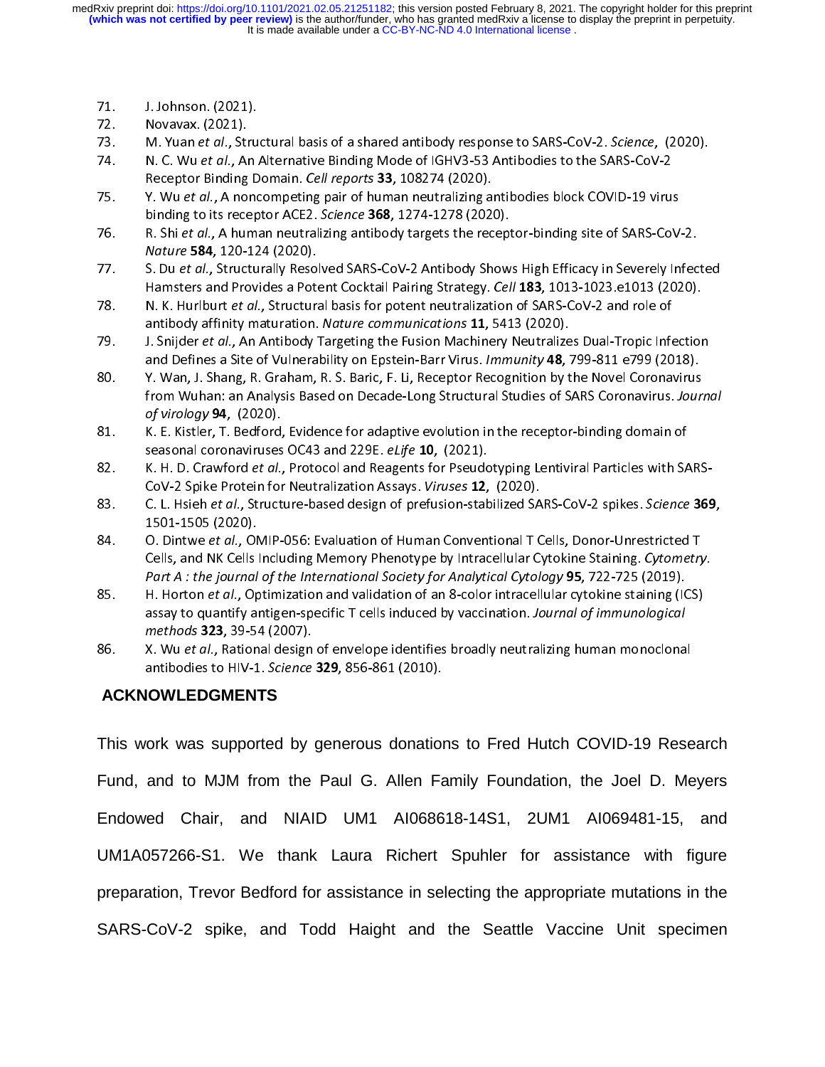71. J. Johnson. (2021).
72. Novavax. (2021).
73. M. Yuan *et al.*, Structural basis of a shared antibody response to SARS-CoV-2. *Science*, (2020).
74. N. C. Wu *et al.*, An Alternative Binding Mode of IGHV3-53 Antibodies to the SARS-CoV-2 Receptor Binding Domain. *Cell reports* **33**, 108274 (2020).
75. Y. Wu *et al.*, A noncompeting pair of human neutralizing antibodies block COVID-19 virus binding to its receptor ACE2. *Science* **368**, 1274-1278 (2020).
76. R. Shi *et al.*, A human neutralizing antibody targets the receptor-binding site of SARS-CoV-2. *Nature* **584**, 120-124 (2020).
77. S. Du *et al.*, Structurally Resolved SARS-CoV-2 Antibody Shows High Efficacy in Severely Infected Hamsters and Provides a Potent Cocktail Pairing Strategy. *Cell* **183**, 1013-1023.e1013 (2020).
78. N. K. Hurlburt *et al.*, Structural basis for potent neutralization of SARS-CoV-2 and role of antibody affinity maturation. *Nature communications* **11**, 5413 (2020).
79. J. Snijder *et al.*, An Antibody Targeting the Fusion Machinery Neutralizes Dual-Tropic Infection and Defines a Site of Vulnerability on Epstein-Barr Virus. *Immunity* **48**, 799-811 e799 (2018).
80. Y. Wan, J. Shang, R. Graham, R. S. Baric, F. Li, Receptor Recognition by the Novel Coronavirus from Wuhan: an Analysis Based on Decade-Long Structural Studies of SARS Coronavirus. *Journal of virology* **94**, (2020).
81. K. E. Kistler, T. Bedford, Evidence for adaptive evolution in the receptor-binding domain of seasonal coronaviruses OC43 and 229E. *eLife* **10**, (2021).
82. K. H. D. Crawford *et al.*, Protocol and Reagents for Pseudotyping Lentiviral Particles with SARS-CoV-2 Spike Protein for Neutralization Assays. *Viruses* **12**, (2020).
83. C. L. Hsieh *et al.*, Structure-based design of prefusion-stabilized SARS-CoV-2 spikes. *Science* **369**, 1501-1505 (2020).
84. O. Dintwe *et al.*, OMIP-056: Evaluation of Human Conventional T Cells, Donor-Unrestricted T Cells, and NK Cells Including Memory Phenotype by Intracellular Cytokine Staining. *Cytometry. Part A : the journal of the International Society for Analytical Cytology* **95**, 722-725 (2019).
85. H. Horton *et al.*, Optimization and validation of an 8-color intracellular cytokine staining (ICS) assay to quantify antigen-specific T cells induced by vaccination. *Journal of immunological methods* **323**, 39-54 (2007).
86. X. Wu *et al.*, Rational design of envelope identifies broadly neutralizing human monoclonal antibodies to HIV-1. *Science* **329**, 856-861 (2010).

## ACKNOWLEDGMENTS

This work was supported by generous donations to Fred Hutch COVID-19 Research Fund, and to MJM from the Paul G. Allen Family Foundation, the Joel D. Meyers Endowed Chair, and NIAID UM1 AI068618-14S1, 2UM1 AI069481-15, and UM1A057266-S1. We thank Laura Richert Spuhler for assistance with figure preparation, Trevor Bedford for assistance in selecting the appropriate mutations in the SARS-CoV-2 spike, and Todd Haight and the Seattle Vaccine Unit specimen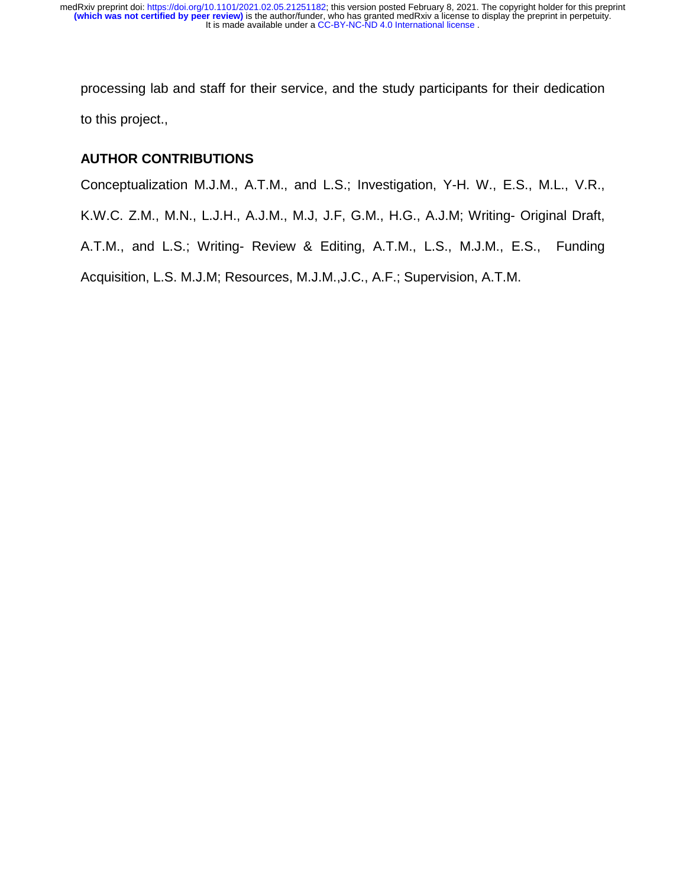processing lab and staff for their service, and the study participants for their dedication to this project.,

## AUTHOR CONTRIBUTIONS

Conceptualization M.J.M., A.T.M., and L.S.; Investigation, Y-H. W., E.S., M.L., V.R., K.W.C. Z.M., M.N., L.J.H., A.J.M., M.J, J.F, G.M., H.G., A.J.M; Writing- Original Draft, A.T.M., and L.S.; Writing- Review & Editing, A.T.M., L.S., M.J.M., E.S., Funding Acquisition, L.S. M.J.M; Resources, M.J.M.,J.C., A.F.; Supervision, A.T.M.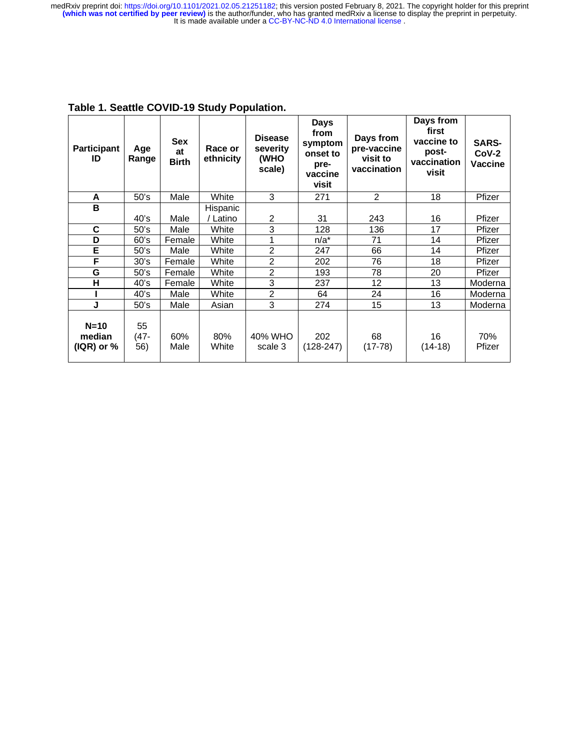**Table 1. Seattle COVID-19 Study Population.**

| Participant ID | Age Range | Sex at Birth | Race or ethnicity | Disease severity (WHO scale) | Days from symptom onset to pre-vaccine visit | Days from pre-vaccine visit to vaccination | Days from first vaccine to post-vaccination visit | SARS-CoV-2 Vaccine |
|---|---|---|---|---|---|---|---|---|
| **A** | 50's | Male | White | 3 | 271 | 2 | 18 | Pfizer |
| **B** | 40's | Male | Hispanic / Latino | 2 | 31 | 243 | 16 | Pfizer |
| **C** | 50's | Male | White | 3 | 128 | 136 | 17 | Pfizer |
| **D** | 60's | Female | White | 1 | n/a* | 71 | 14 | Pfizer |
| **E** | 50's | Male | White | 2 | 247 | 66 | 14 | Pfizer |
| **F** | 30's | Female | White | 2 | 202 | 76 | 18 | Pfizer |
| **G** | 50's | Female | White | 2 | 193 | 78 | 20 | Pfizer |
| **H** | 40's | Female | White | 3 | 237 | 12 | 13 | Moderna |
| **I** | 40's | Male | White | 2 | 64 | 24 | 16 | Moderna |
| **J** | 50's | Male | Asian | 3 | 274 | 15 | 13 | Moderna |
| **N=10 median (IQR) or %** | 55 (47-56) | 60% Male | 80% White | 40% WHO scale 3 | 202 (128-247) | 68 (17-78) | 16 (14-18) | 70% Pfizer |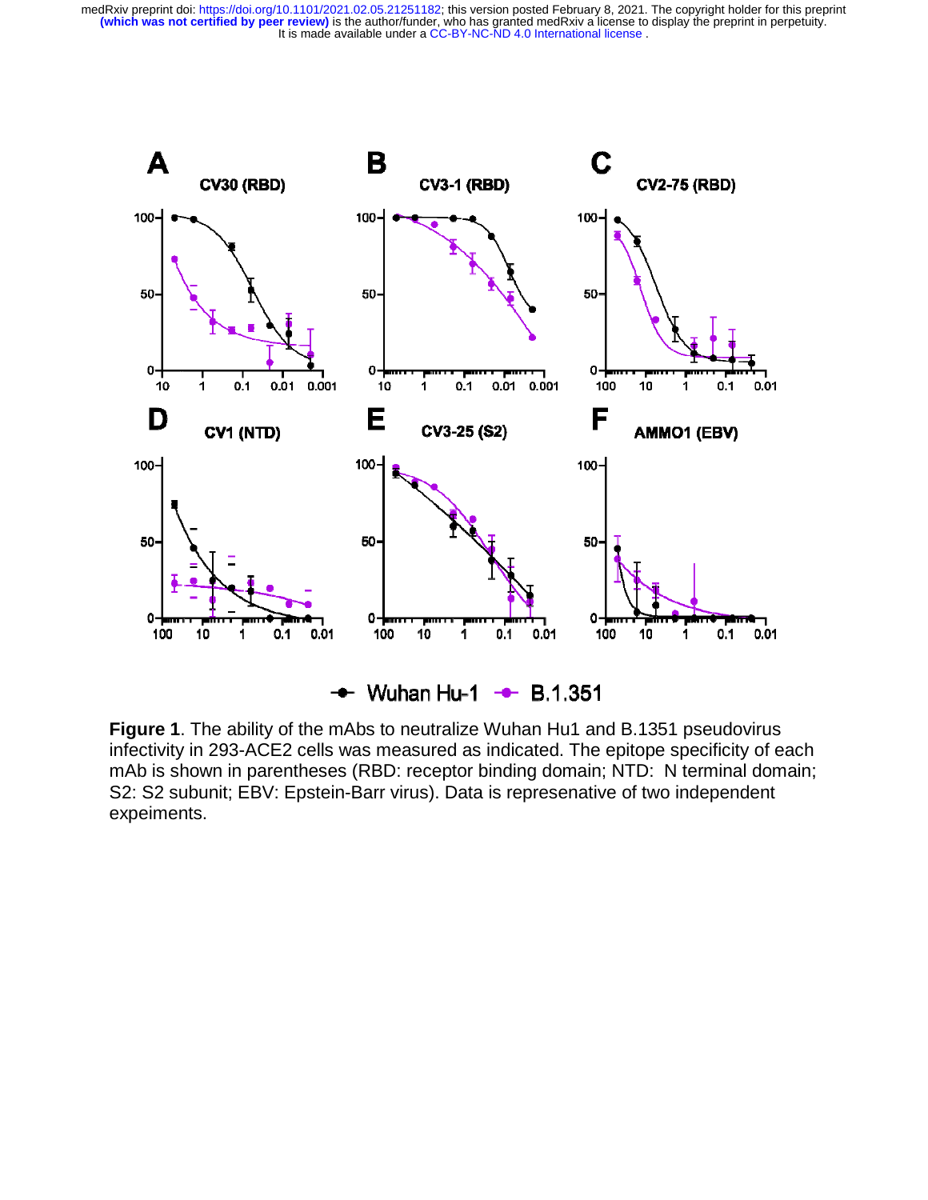**Figure 1**. The ability of the mAbs to neutralize Wuhan Hu1 and B.1351 pseudovirus infectivity in 293-ACE2 cells was measured as indicated. The epitope specificity of each mAb is shown in parentheses (RBD: receptor binding domain; NTD: N terminal domain; S2: S2 subunit; EBV: Epstein-Barr virus). Data is represenative of two independent expeiments.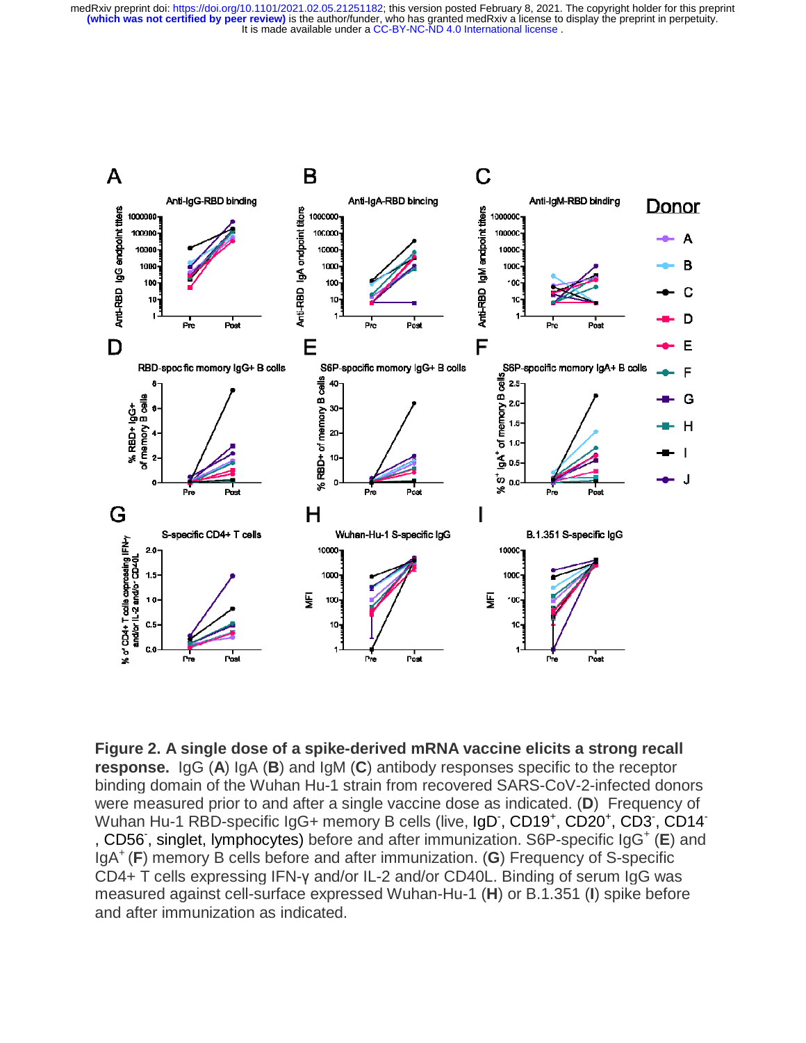**Figure 2. A single dose of a spike-derived mRNA vaccine elicits a strong recall response.** IgG (**A**) IgA (**B**) and IgM (**C**) antibody responses specific to the receptor binding domain of the Wuhan Hu-1 strain from recovered SARS-CoV-2-infected donors were measured prior to and after a single vaccine dose as indicated. (**D**) Frequency of Wuhan Hu-1 RBD-specific IgG+ memory B cells (live, $IgD^-$, $CD19^+$, $CD20^+$, $CD3^-$, $CD14^-$, $CD56^-$, singlet, lymphocytes) before and after immunization. S6P-specific $IgG^+$ (**E**) and $IgA^+$ (**F**) memory B cells before and after immunization. (**G**) Frequency of S-specific CD4+ T cells expressing IFN-γ and/or IL-2 and/or CD40L. Binding of serum IgG was measured against cell-surface expressed Wuhan-Hu-1 (**H**) or B.1.351 (**I**) spike before and after immunization as indicated.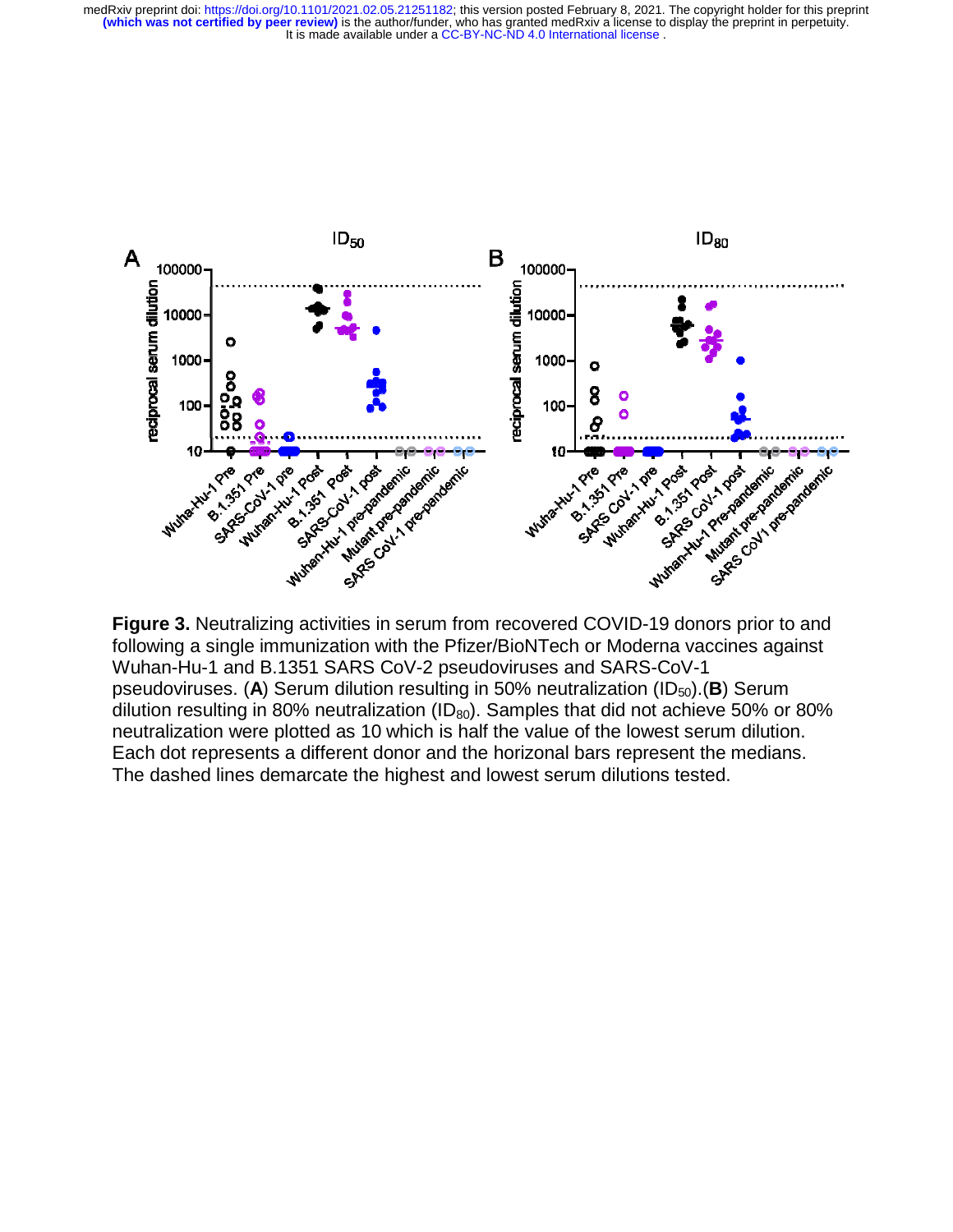ID$_{50}$

A

100000

10000

1000

100

10

reciprocal serum dilution

Wuha-Hu-1 Pre

B.1.351 Pre

SARS-CoV-1 pre

Wuhan-Hu-1 Post

B.1.351 Post

SARS-CoV-1 post

Wuhan-Hu-1 pre-pandemic

Mutant pre-pandemic

SARS CoV-1 pre-pandemic

ID$_{80}$

B

100000

10000

1000

100

10

reciprocal serum dilution

Wuha-Hu-1 Pre

B.1.351 Pre

SARS CoV-1 pre

Wuhan-Hu-1 Post

B.1.351 Post

SARS CoV-1 post

Wuhan-Hu-1 Pre-pandemic

Mutant pre-pandemic

SARS CoV1 pre-pandemic

**Figure 3.** Neutralizing activities in serum from recovered COVID-19 donors prior to and following a single immunization with the Pfizer/BioNTech or Moderna vaccines against Wuhan-Hu-1 and B.1351 SARS CoV-2 pseudoviruses and SARS-CoV-1 pseudoviruses. (**A**) Serum dilution resulting in 50% neutralization (ID$_{50}$).(**B**) Serum dilution resulting in 80% neutralization (ID$_{80}$). Samples that did not achieve 50% or 80% neutralization were plotted as 10 which is half the value of the lowest serum dilution. Each dot represents a different donor and the horizonal bars represent the medians. The dashed lines demarcate the highest and lowest serum dilutions tested.